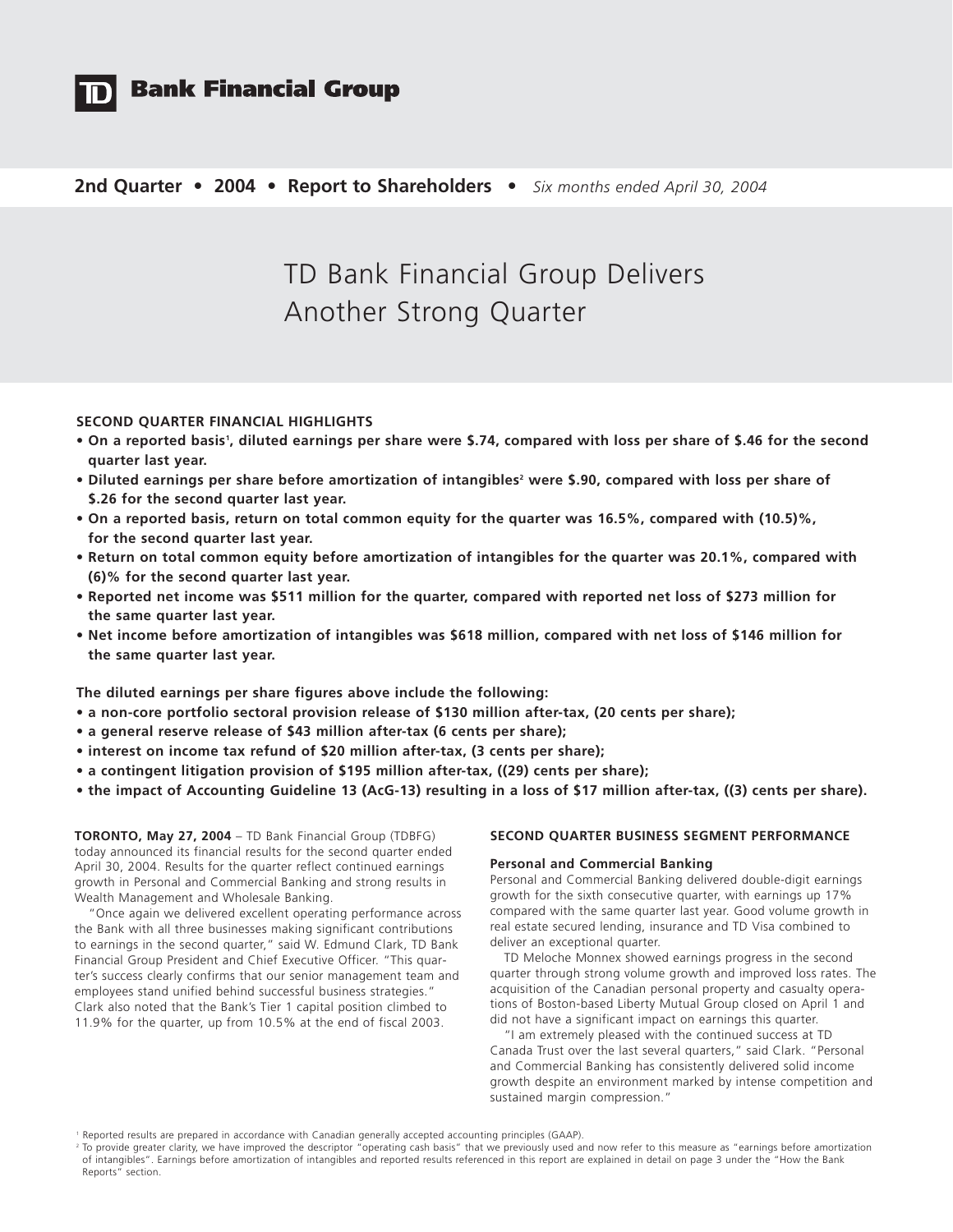# TD Bank Financial Group

**2nd Quarter • 2004 • Report to Shareholders •** *Six months ended April 30, 2004*

# TD Bank Financial Group Delivers Another Strong Quarter

**SECOND QUARTER FINANCIAL HIGHLIGHTS**

- **On a reported basis[1], diluted earnings per share were $.74, compared with loss per share of $.46 for the second quarter last year.**
- **Diluted earnings per share before amortization of intangibles[2] were $.90, compared with loss per share of $.26 for the second quarter last year.**
- **On a reported basis, return on total common equity for the quarter was 16.5%, compared with (10.5)%, for the second quarter last year.**
- **Return on total common equity before amortization of intangibles for the quarter was 20.1%, compared with (6)% for the second quarter last year.**
- **Reported net income was $511 million for the quarter, compared with reported net loss of $273 million for the same quarter last year.**
- **Net income before amortization of intangibles was $618 million, compared with net loss of $146 million for the same quarter last year.**

**The diluted earnings per share figures above include the following:**

- **a non-core portfolio sectoral provision release of $130 million after-tax, (20 cents per share);**
- **a general reserve release of $43 million after-tax (6 cents per share);**
- **interest on income tax refund of $20 million after-tax, (3 cents per share);**
- **a contingent litigation provision of $195 million after-tax, ((29) cents per share);**
- **the impact of Accounting Guideline 13 (AcG-13) resulting in a loss of $17 million after-tax, ((3) cents per share).**

**TORONTO, May 27, 2004** – TD Bank Financial Group (TDBFG) today announced its financial results for the second quarter ended April 30, 2004. Results for the quarter reflect continued earnings growth in Personal and Commercial Banking and strong results in Wealth Management and Wholesale Banking.

"Once again we delivered excellent operating performance across the Bank with all three businesses making significant contributions to earnings in the second quarter," said W. Edmund Clark, TD Bank Financial Group President and Chief Executive Officer. "This quarter's success clearly confirms that our senior management team and employees stand unified behind successful business strategies." Clark also noted that the Bank's Tier 1 capital position climbed to 11.9% for the quarter, up from 10.5% at the end of fiscal 2003.

**SECOND QUARTER BUSINESS SEGMENT PERFORMANCE**

**Personal and Commercial Banking**

Personal and Commercial Banking delivered double-digit earnings growth for the sixth consecutive quarter, with earnings up 17% compared with the same quarter last year. Good volume growth in real estate secured lending, insurance and TD Visa combined to deliver an exceptional quarter.

TD Meloche Monnex showed earnings progress in the second quarter through strong volume growth and improved loss rates. The acquisition of the Canadian personal property and casualty operations of Boston-based Liberty Mutual Group closed on April 1 and did not have a significant impact on earnings this quarter.

"I am extremely pleased with the continued success at TD Canada Trust over the last several quarters," said Clark. "Personal and Commercial Banking has consistently delivered solid income growth despite an environment marked by intense competition and sustained margin compression."

[1] Reported results are prepared in accordance with Canadian generally accepted accounting principles (GAAP).

[2] To provide greater clarity, we have improved the descriptor "operating cash basis" that we previously used and now refer to this measure as "earnings before amortization of intangibles". Earnings before amortization of intangibles and reported results referenced in this report are explained in detail on page 3 under the "How the Bank Reports" section.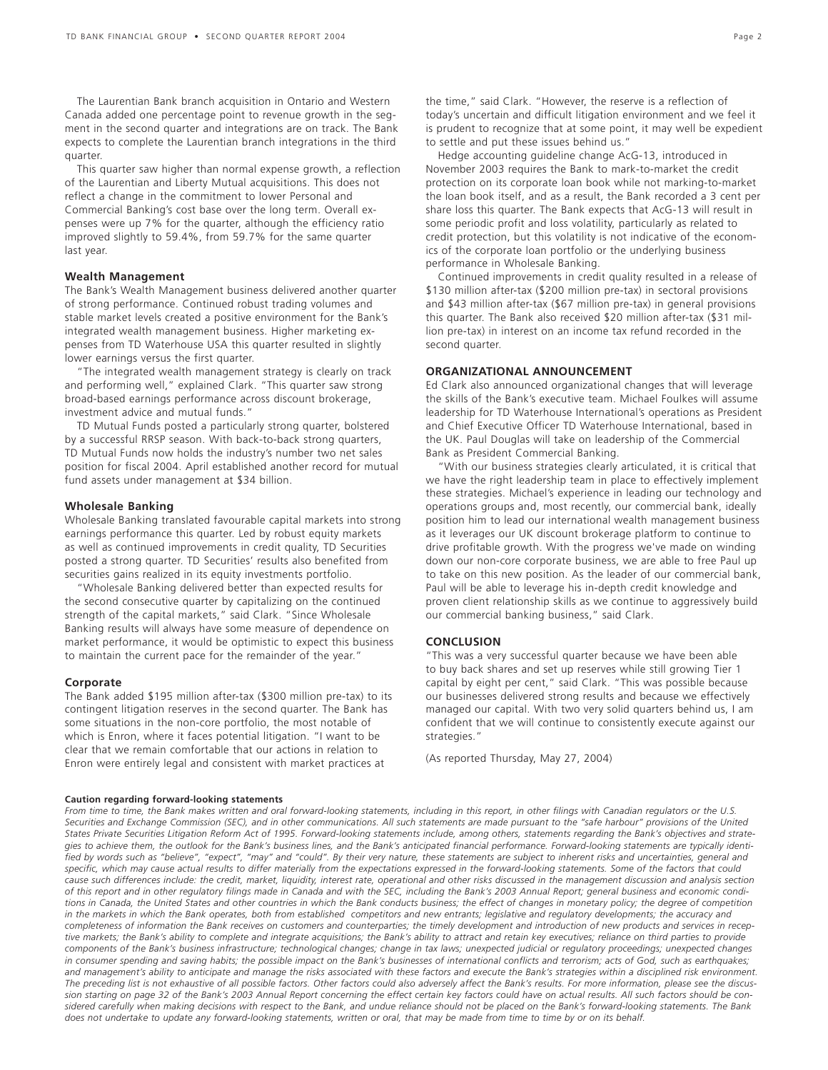The Laurentian Bank branch acquisition in Ontario and Western Canada added one percentage point to revenue growth in the segment in the second quarter and integrations are on track. The Bank expects to complete the Laurentian branch integrations in the third quarter.

This quarter saw higher than normal expense growth, a reflection of the Laurentian and Liberty Mutual acquisitions. This does not reflect a change in the commitment to lower Personal and Commercial Banking's cost base over the long term. Overall expenses were up 7% for the quarter, although the efficiency ratio improved slightly to 59.4%, from 59.7% for the same quarter last year.

### Wealth Management

The Bank's Wealth Management business delivered another quarter of strong performance. Continued robust trading volumes and stable market levels created a positive environment for the Bank's integrated wealth management business. Higher marketing expenses from TD Waterhouse USA this quarter resulted in slightly lower earnings versus the first quarter.

"The integrated wealth management strategy is clearly on track and performing well," explained Clark. "This quarter saw strong broad-based earnings performance across discount brokerage, investment advice and mutual funds."

TD Mutual Funds posted a particularly strong quarter, bolstered by a successful RRSP season. With back-to-back strong quarters, TD Mutual Funds now holds the industry's number two net sales position for fiscal 2004. April established another record for mutual fund assets under management at $34 billion.

### Wholesale Banking

Wholesale Banking translated favourable capital markets into strong earnings performance this quarter. Led by robust equity markets as well as continued improvements in credit quality, TD Securities posted a strong quarter. TD Securities' results also benefited from securities gains realized in its equity investments portfolio.

"Wholesale Banking delivered better than expected results for the second consecutive quarter by capitalizing on the continued strength of the capital markets," said Clark. "Since Wholesale Banking results will always have some measure of dependence on market performance, it would be optimistic to expect this business to maintain the current pace for the remainder of the year."

### Corporate

The Bank added $195 million after-tax ($300 million pre-tax) to its contingent litigation reserves in the second quarter. The Bank has some situations in the non-core portfolio, the most notable of which is Enron, where it faces potential litigation. "I want to be clear that we remain comfortable that our actions in relation to Enron were entirely legal and consistent with market practices at the time," said Clark. "However, the reserve is a reflection of today's uncertain and difficult litigation environment and we feel it is prudent to recognize that at some point, it may well be expedient to settle and put these issues behind us."

Hedge accounting guideline change AcG-13, introduced in November 2003 requires the Bank to mark-to-market the credit protection on its corporate loan book while not marking-to-market the loan book itself, and as a result, the Bank recorded a 3 cent per share loss this quarter. The Bank expects that AcG-13 will result in some periodic profit and loss volatility, particularly as related to credit protection, but this volatility is not indicative of the economics of the corporate loan portfolio or the underlying business performance in Wholesale Banking.

Continued improvements in credit quality resulted in a release of $130 million after-tax ($200 million pre-tax) in sectoral provisions and $43 million after-tax ($67 million pre-tax) in general provisions this quarter. The Bank also received $20 million after-tax ($31 million pre-tax) in interest on an income tax refund recorded in the second quarter.

## ORGANIZATIONAL ANNOUNCEMENT

Ed Clark also announced organizational changes that will leverage the skills of the Bank's executive team. Michael Foulkes will assume leadership for TD Waterhouse International's operations as President and Chief Executive Officer TD Waterhouse International, based in the UK. Paul Douglas will take on leadership of the Commercial Bank as President Commercial Banking.

"With our business strategies clearly articulated, it is critical that we have the right leadership team in place to effectively implement these strategies. Michael's experience in leading our technology and operations groups and, most recently, our commercial bank, ideally position him to lead our international wealth management business as it leverages our UK discount brokerage platform to continue to drive profitable growth. With the progress we've made on winding down our non-core corporate business, we are able to free Paul up to take on this new position. As the leader of our commercial bank, Paul will be able to leverage his in-depth credit knowledge and proven client relationship skills as we continue to aggressively build our commercial banking business," said Clark.

## CONCLUSION

"This was a very successful quarter because we have been able to buy back shares and set up reserves while still growing Tier 1 capital by eight per cent," said Clark. "This was possible because our businesses delivered strong results and because we effectively managed our capital. With two very solid quarters behind us, I am confident that we will continue to consistently execute against our strategies."

(As reported Thursday, May 27, 2004)

#### Caution regarding forward-looking statements

*From time to time, the Bank makes written and oral forward-looking statements, including in this report, in other filings with Canadian regulators or the U.S. Securities and Exchange Commission (SEC), and in other communications. All such statements are made pursuant to the "safe harbour" provisions of the United States Private Securities Litigation Reform Act of 1995. Forward-looking statements include, among others, statements regarding the Bank's objectives and strategies to achieve them, the outlook for the Bank's business lines, and the Bank's anticipated financial performance. Forward-looking statements are typically identified by words such as "believe", "expect", "may" and "could". By their very nature, these statements are subject to inherent risks and uncertainties, general and specific, which may cause actual results to differ materially from the expectations expressed in the forward-looking statements. Some of the factors that could cause such differences include: the credit, market, liquidity, interest rate, operational and other risks discussed in the management discussion and analysis section of this report and in other regulatory filings made in Canada and with the SEC, including the Bank's 2003 Annual Report; general business and economic conditions in Canada, the United States and other countries in which the Bank conducts business; the effect of changes in monetary policy; the degree of competition in the markets in which the Bank operates, both from established competitors and new entrants; legislative and regulatory developments; the accuracy and completeness of information the Bank receives on customers and counterparties; the timely development and introduction of new products and services in receptive markets; the Bank's ability to complete and integrate acquisitions; the Bank's ability to attract and retain key executives; reliance on third parties to provide components of the Bank's business infrastructure; technological changes; change in tax laws; unexpected judicial or regulatory proceedings; unexpected changes in consumer spending and saving habits; the possible impact on the Bank's businesses of international conflicts and terrorism; acts of God, such as earthquakes; and management's ability to anticipate and manage the risks associated with these factors and execute the Bank's strategies within a disciplined risk environment. The preceding list is not exhaustive of all possible factors. Other factors could also adversely affect the Bank's results. For more information, please see the discussion starting on page 32 of the Bank's 2003 Annual Report concerning the effect certain key factors could have on actual results. All such factors should be considered carefully when making decisions with respect to the Bank, and undue reliance should not be placed on the Bank's forward-looking statements. The Bank does not undertake to update any forward-looking statements, written or oral, that may be made from time to time by or on its behalf.*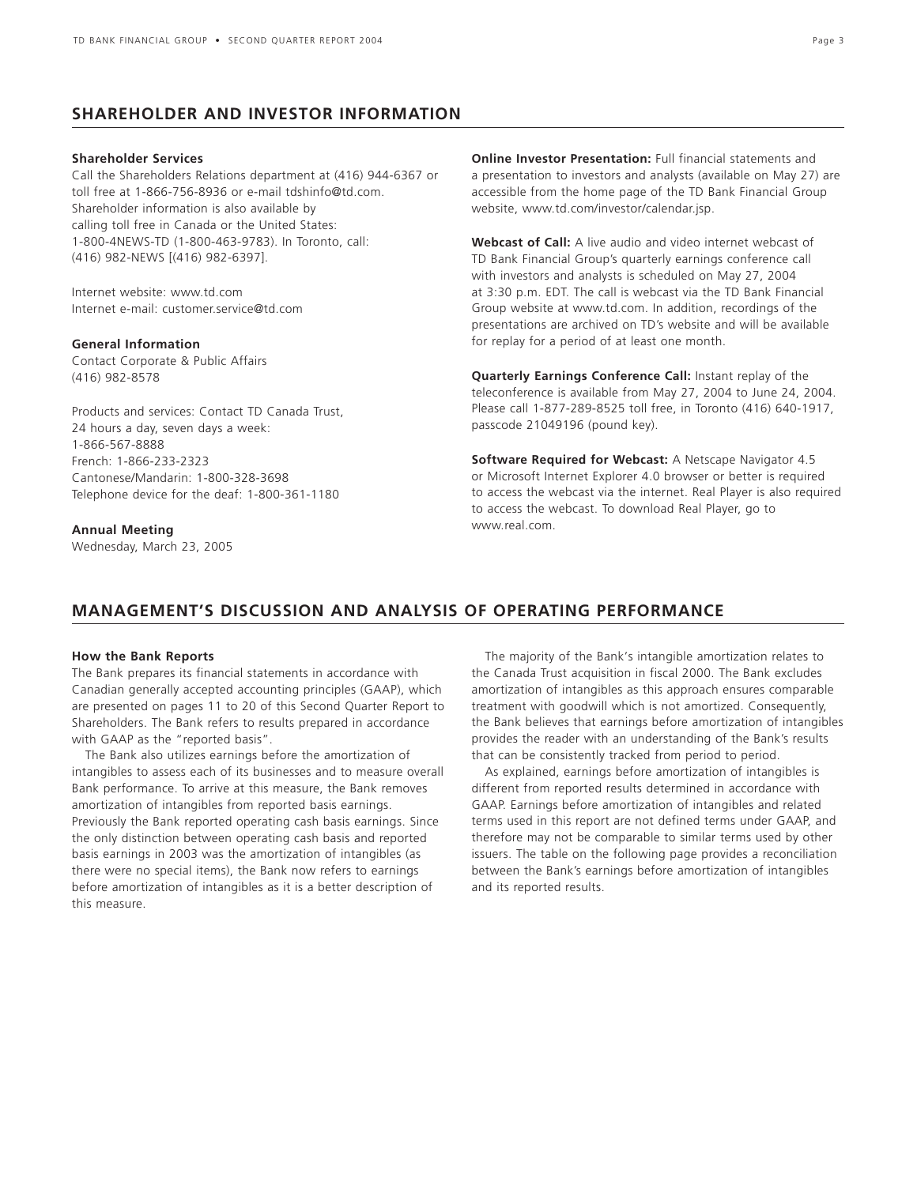## SHAREHOLDER AND INVESTOR INFORMATION

**Shareholder Services**
Call the Shareholders Relations department at (416) 944-6367 or toll free at 1-866-756-8936 or e-mail tdshinfo@td.com. Shareholder information is also available by calling toll free in Canada or the United States: 1-800-4NEWS-TD (1-800-463-9783). In Toronto, call: (416) 982-NEWS [(416) 982-6397].

Internet website: www.td.com
Internet e-mail: customer.service@td.com

**General Information**
Contact Corporate & Public Affairs
(416) 982-8578

Products and services: Contact TD Canada Trust, 24 hours a day, seven days a week:
1-866-567-8888
French: 1-866-233-2323
Cantonese/Mandarin: 1-800-328-3698
Telephone device for the deaf: 1-800-361-1180

**Annual Meeting**
Wednesday, March 23, 2005

**Online Investor Presentation:** Full financial statements and a presentation to investors and analysts (available on May 27) are accessible from the home page of the TD Bank Financial Group website, www.td.com/investor/calendar.jsp.

**Webcast of Call:** A live audio and video internet webcast of TD Bank Financial Group's quarterly earnings conference call with investors and analysts is scheduled on May 27, 2004 at 3:30 p.m. EDT. The call is webcast via the TD Bank Financial Group website at www.td.com. In addition, recordings of the presentations are archived on TD's website and will be available for replay for a period of at least one month.

**Quarterly Earnings Conference Call:** Instant replay of the teleconference is available from May 27, 2004 to June 24, 2004. Please call 1-877-289-8525 toll free, in Toronto (416) 640-1917, passcode 21049196 (pound key).

**Software Required for Webcast:** A Netscape Navigator 4.5 or Microsoft Internet Explorer 4.0 browser or better is required to access the webcast via the internet. Real Player is also required to access the webcast. To download Real Player, go to www.real.com.

## MANAGEMENT'S DISCUSSION AND ANALYSIS OF OPERATING PERFORMANCE

**How the Bank Reports**
The Bank prepares its financial statements in accordance with Canadian generally accepted accounting principles (GAAP), which are presented on pages 11 to 20 of this Second Quarter Report to Shareholders. The Bank refers to results prepared in accordance with GAAP as the "reported basis".

The Bank also utilizes earnings before the amortization of intangibles to assess each of its businesses and to measure overall Bank performance. To arrive at this measure, the Bank removes amortization of intangibles from reported basis earnings. Previously the Bank reported operating cash basis earnings. Since the only distinction between operating cash basis and reported basis earnings in 2003 was the amortization of intangibles (as there were no special items), the Bank now refers to earnings before amortization of intangibles as it is a better description of this measure.

The majority of the Bank's intangible amortization relates to the Canada Trust acquisition in fiscal 2000. The Bank excludes amortization of intangibles as this approach ensures comparable treatment with goodwill which is not amortized. Consequently, the Bank believes that earnings before amortization of intangibles provides the reader with an understanding of the Bank's results that can be consistently tracked from period to period.

As explained, earnings before amortization of intangibles is different from reported results determined in accordance with GAAP. Earnings before amortization of intangibles and related terms used in this report are not defined terms under GAAP, and therefore may not be comparable to similar terms used by other issuers. The table on the following page provides a reconciliation between the Bank's earnings before amortization of intangibles and its reported results.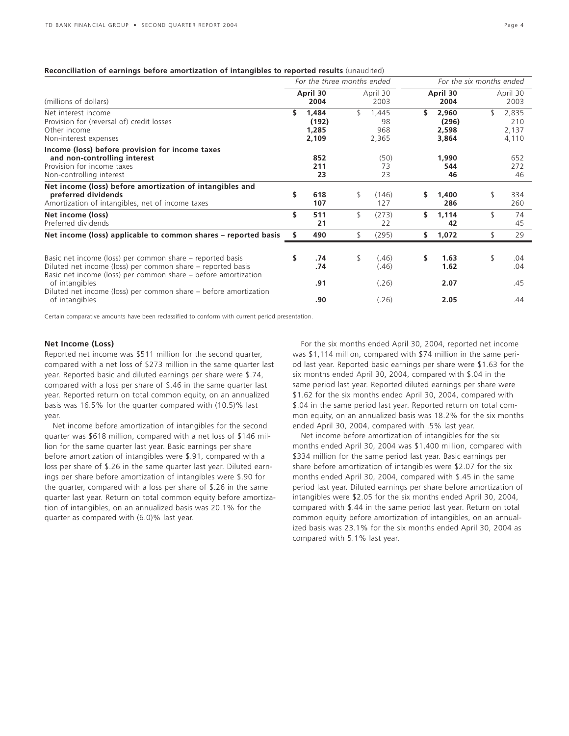**Reconciliation of earnings before amortization of intangibles to reported results** (unaudited)

| (millions of dollars) | For the three months ended | | For the six months ended | |
|---|---|---|---|---|
| | **April 30 2004** | April 30 2003 | **April 30 2004** | April 30 2003 |
| Net interest income | **$ 1,484** | $ 1,445 | **$ 2,960** | $ 2,835 |
| Provision for (reversal of) credit losses | **(192)** | 98 | **(296)** | 210 |
| Other income | **1,285** | 968 | **2,598** | 2,137 |
| Non-interest expenses | **2,109** | 2,365 | **3,864** | 4,110 |
| **Income (loss) before provision for income taxes and non-controlling interest** | **852** | (50) | **1,990** | 652 |
| Provision for income taxes | **211** | 73 | **544** | 272 |
| Non-controlling interest | **23** | 23 | **46** | 46 |
| **Net income (loss) before amortization of intangibles and preferred dividends** | **$ 618** | $ (146) | **$ 1,400** | $ 334 |
| Amortization of intangibles, net of income taxes | **107** | 127 | **286** | 260 |
| **Net income (loss)** | **$ 511** | $ (273) | **$ 1,114** | $ 74 |
| Preferred dividends | **21** | 22 | **42** | 45 |
| **Net income (loss) applicable to common shares – reported basis** | **$ 490** | $ (295) | **$ 1,072** | $ 29 |
| Basic net income (loss) per common share – reported basis | **$ .74** | $ (.46) | **$ 1.63** | $ .04 |
| Diluted net income (loss) per common share – reported basis | **.74** | (.46) | **1.62** | .04 |
| Basic net income (loss) per common share – before amortization of intangibles | **.91** | (.26) | **2.07** | .45 |
| Diluted net income (loss) per common share – before amortization of intangibles | **.90** | (.26) | **2.05** | .44 |

Certain comparative amounts have been reclassified to conform with current period presentation.

**Net Income (Loss)**

Reported net income was $511 million for the second quarter, compared with a net loss of $273 million in the same quarter last year. Reported basic and diluted earnings per share were $.74, compared with a loss per share of $.46 in the same quarter last year. Reported return on total common equity, on an annualized basis was 16.5% for the quarter compared with (10.5)% last year.

Net income before amortization of intangibles for the second quarter was $618 million, compared with a net loss of $146 million for the same quarter last year. Basic earnings per share before amortization of intangibles were $.91, compared with a loss per share of $.26 in the same quarter last year. Diluted earnings per share before amortization of intangibles were $.90 for the quarter, compared with a loss per share of $.26 in the same quarter last year. Return on total common equity before amortization of intangibles, on an annualized basis was 20.1% for the quarter as compared with (6.0)% last year.

For the six months ended April 30, 2004, reported net income was $1,114 million, compared with $74 million in the same period last year. Reported basic earnings per share were $1.63 for the six months ended April 30, 2004, compared with $.04 in the same period last year. Reported diluted earnings per share were $1.62 for the six months ended April 30, 2004, compared with $.04 in the same period last year. Reported return on total common equity, on an annualized basis was 18.2% for the six months ended April 30, 2004, compared with .5% last year.

Net income before amortization of intangibles for the six months ended April 30, 2004 was $1,400 million, compared with $334 million for the same period last year. Basic earnings per share before amortization of intangibles were $2.07 for the six months ended April 30, 2004, compared with $.45 in the same period last year. Diluted earnings per share before amortization of intangibles were $2.05 for the six months ended April 30, 2004, compared with $.44 in the same period last year. Return on total common equity before amortization of intangibles, on an annualized basis was 23.1% for the six months ended April 30, 2004 as compared with 5.1% last year.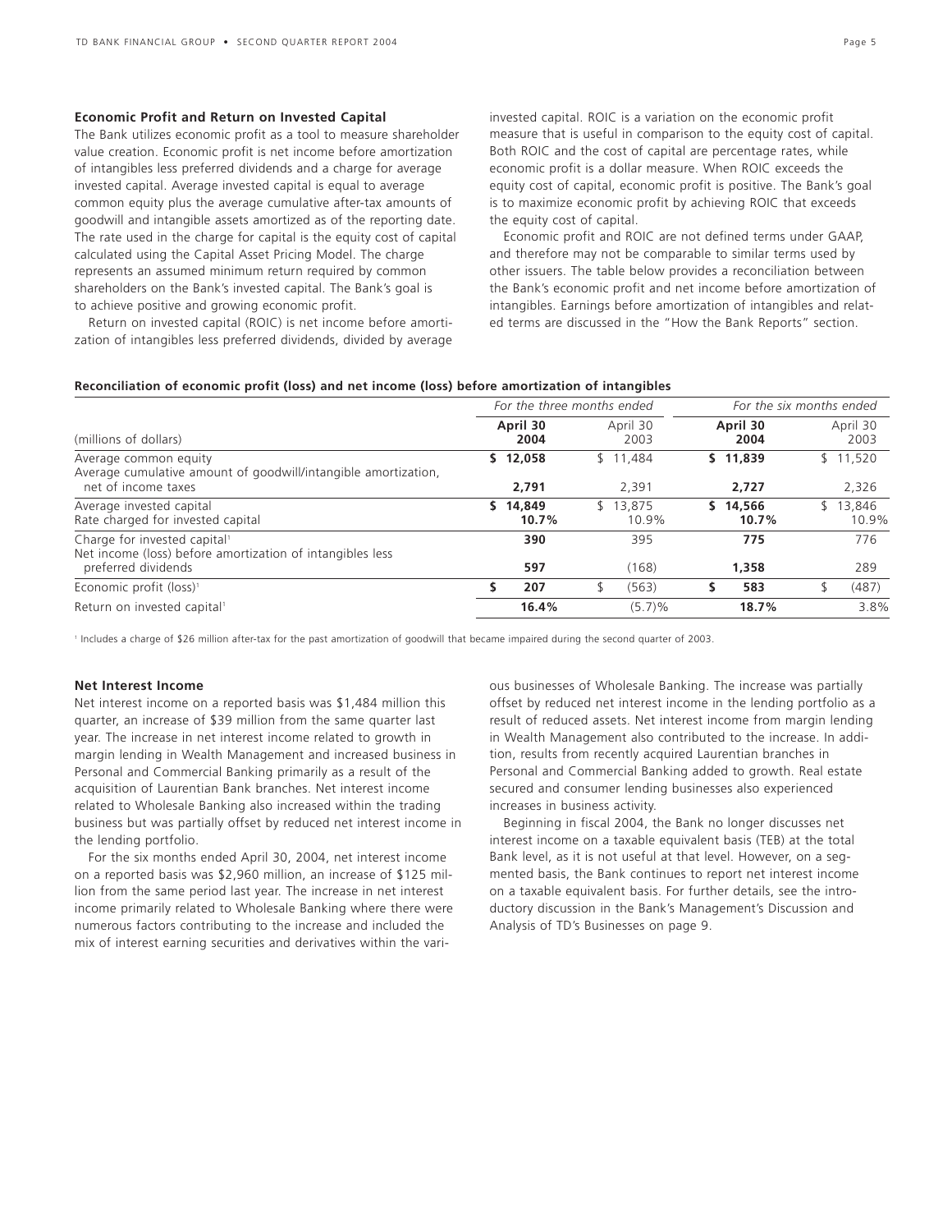## Economic Profit and Return on Invested Capital

The Bank utilizes economic profit as a tool to measure shareholder value creation. Economic profit is net income before amortization of intangibles less preferred dividends and a charge for average invested capital. Average invested capital is equal to average common equity plus the average cumulative after-tax amounts of goodwill and intangible assets amortized as of the reporting date. The rate used in the charge for capital is the equity cost of capital calculated using the Capital Asset Pricing Model. The charge represents an assumed minimum return required by common shareholders on the Bank's invested capital. The Bank's goal is to achieve positive and growing economic profit.

Return on invested capital (ROIC) is net income before amortization of intangibles less preferred dividends, divided by average invested capital. ROIC is a variation on the economic profit measure that is useful in comparison to the equity cost of capital. Both ROIC and the cost of capital are percentage rates, while economic profit is a dollar measure. When ROIC exceeds the equity cost of capital, economic profit is positive. The Bank's goal is to maximize economic profit by achieving ROIC that exceeds the equity cost of capital.

Economic profit and ROIC are not defined terms under GAAP, and therefore may not be comparable to similar terms used by other issuers. The table below provides a reconciliation between the Bank's economic profit and net income before amortization of intangibles. Earnings before amortization of intangibles and related terms are discussed in the "How the Bank Reports" section.

**Reconciliation of economic profit (loss) and net income (loss) before amortization of intangibles**

| (millions of dollars) | *For the three months ended* | | *For the six months ended* | |
|---|---|---|---|---|
| | **April 30 2004** | April 30 2003 | **April 30 2004** | April 30 2003 |
| Average common equity | **$ 12,058** | $ 11,484 | **$ 11,839** | $ 11,520 |
| Average cumulative amount of goodwill/intangible amortization, net of income taxes | **2,791** | 2,391 | **2,727** | 2,326 |
| Average invested capital | **$ 14,849** | $ 13,875 | **$ 14,566** | $ 13,846 |
| Rate charged for invested capital | **10.7%** | 10.9% | **10.7%** | 10.9% |
| Charge for invested capital[1] | **390** | 395 | **775** | 776 |
| Net income (loss) before amortization of intangibles less preferred dividends | **597** | (168) | **1,358** | 289 |
| Economic profit (loss)[1] | **$ 207** | $ (563) | **$ 583** | $ (487) |
| Return on invested capital[1] | **16.4%** | (5.7)% | **18.7%** | 3.8% |

[1] Includes a charge of $26 million after-tax for the past amortization of goodwill that became impaired during the second quarter of 2003.

## Net Interest Income

Net interest income on a reported basis was $1,484 million this quarter, an increase of $39 million from the same quarter last year. The increase in net interest income related to growth in margin lending in Wealth Management and increased business in Personal and Commercial Banking primarily as a result of the acquisition of Laurentian Bank branches. Net interest income related to Wholesale Banking also increased within the trading business but was partially offset by reduced net interest income in the lending portfolio.

For the six months ended April 30, 2004, net interest income on a reported basis was $2,960 million, an increase of $125 million from the same period last year. The increase in net interest income primarily related to Wholesale Banking where there were numerous factors contributing to the increase and included the mix of interest earning securities and derivatives within the various businesses of Wholesale Banking. The increase was partially offset by reduced net interest income in the lending portfolio as a result of reduced assets. Net interest income from margin lending in Wealth Management also contributed to the increase. In addition, results from recently acquired Laurentian branches in Personal and Commercial Banking added to growth. Real estate secured and consumer lending businesses also experienced increases in business activity.

Beginning in fiscal 2004, the Bank no longer discusses net interest income on a taxable equivalent basis (TEB) at the total Bank level, as it is not useful at that level. However, on a segmented basis, the Bank continues to report net interest income on a taxable equivalent basis. For further details, see the introductory discussion in the Bank's Management's Discussion and Analysis of TD's Businesses on page 9.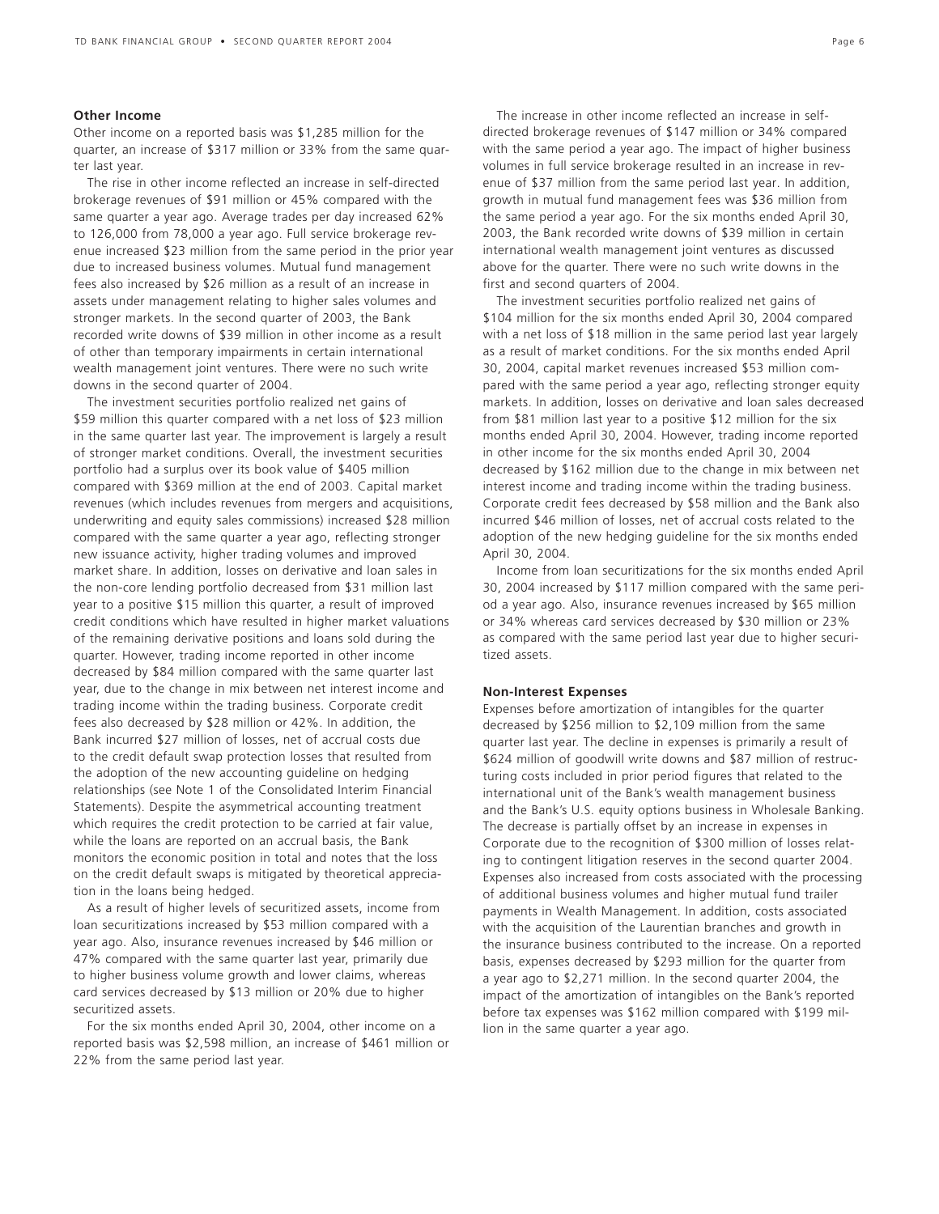**Other Income**

Other income on a reported basis was $1,285 million for the quarter, an increase of $317 million or 33% from the same quarter last year.

The rise in other income reflected an increase in self-directed brokerage revenues of $91 million or 45% compared with the same quarter a year ago. Average trades per day increased 62% to 126,000 from 78,000 a year ago. Full service brokerage revenue increased $23 million from the same period in the prior year due to increased business volumes. Mutual fund management fees also increased by $26 million as a result of an increase in assets under management relating to higher sales volumes and stronger markets. In the second quarter of 2003, the Bank recorded write downs of $39 million in other income as a result of other than temporary impairments in certain international wealth management joint ventures. There were no such write downs in the second quarter of 2004.

The investment securities portfolio realized net gains of $59 million this quarter compared with a net loss of $23 million in the same quarter last year. The improvement is largely a result of stronger market conditions. Overall, the investment securities portfolio had a surplus over its book value of $405 million compared with $369 million at the end of 2003. Capital market revenues (which includes revenues from mergers and acquisitions, underwriting and equity sales commissions) increased $28 million compared with the same quarter a year ago, reflecting stronger new issuance activity, higher trading volumes and improved market share. In addition, losses on derivative and loan sales in the non-core lending portfolio decreased from $31 million last year to a positive $15 million this quarter, a result of improved credit conditions which have resulted in higher market valuations of the remaining derivative positions and loans sold during the quarter. However, trading income reported in other income decreased by $84 million compared with the same quarter last year, due to the change in mix between net interest income and trading income within the trading business. Corporate credit fees also decreased by $28 million or 42%. In addition, the Bank incurred $27 million of losses, net of accrual costs due to the credit default swap protection losses that resulted from the adoption of the new accounting guideline on hedging relationships (see Note 1 of the Consolidated Interim Financial Statements). Despite the asymmetrical accounting treatment which requires the credit protection to be carried at fair value, while the loans are reported on an accrual basis, the Bank monitors the economic position in total and notes that the loss on the credit default swaps is mitigated by theoretical appreciation in the loans being hedged.

As a result of higher levels of securitized assets, income from loan securitizations increased by $53 million compared with a year ago. Also, insurance revenues increased by $46 million or 47% compared with the same quarter last year, primarily due to higher business volume growth and lower claims, whereas card services decreased by $13 million or 20% due to higher securitized assets.

For the six months ended April 30, 2004, other income on a reported basis was $2,598 million, an increase of $461 million or 22% from the same period last year.

The increase in other income reflected an increase in self-directed brokerage revenues of $147 million or 34% compared with the same period a year ago. The impact of higher business volumes in full service brokerage resulted in an increase in revenue of $37 million from the same period last year. In addition, growth in mutual fund management fees was $36 million from the same period a year ago. For the six months ended April 30, 2003, the Bank recorded write downs of $39 million in certain international wealth management joint ventures as discussed above for the quarter. There were no such write downs in the first and second quarters of 2004.

The investment securities portfolio realized net gains of $104 million for the six months ended April 30, 2004 compared with a net loss of $18 million in the same period last year largely as a result of market conditions. For the six months ended April 30, 2004, capital market revenues increased $53 million compared with the same period a year ago, reflecting stronger equity markets. In addition, losses on derivative and loan sales decreased from $81 million last year to a positive $12 million for the six months ended April 30, 2004. However, trading income reported in other income for the six months ended April 30, 2004 decreased by $162 million due to the change in mix between net interest income and trading income within the trading business. Corporate credit fees decreased by $58 million and the Bank also incurred $46 million of losses, net of accrual costs related to the adoption of the new hedging guideline for the six months ended April 30, 2004.

Income from loan securitizations for the six months ended April 30, 2004 increased by $117 million compared with the same period a year ago. Also, insurance revenues increased by $65 million or 34% whereas card services decreased by $30 million or 23% as compared with the same period last year due to higher securitized assets.

**Non-Interest Expenses**

Expenses before amortization of intangibles for the quarter decreased by $256 million to $2,109 million from the same quarter last year. The decline in expenses is primarily a result of $624 million of goodwill write downs and $87 million of restructuring costs included in prior period figures that related to the international unit of the Bank's wealth management business and the Bank's U.S. equity options business in Wholesale Banking. The decrease is partially offset by an increase in expenses in Corporate due to the recognition of $300 million of losses relating to contingent litigation reserves in the second quarter 2004. Expenses also increased from costs associated with the processing of additional business volumes and higher mutual fund trailer payments in Wealth Management. In addition, costs associated with the acquisition of the Laurentian branches and growth in the insurance business contributed to the increase. On a reported basis, expenses decreased by $293 million for the quarter from a year ago to $2,271 million. In the second quarter 2004, the impact of the amortization of intangibles on the Bank's reported before tax expenses was $162 million compared with $199 million in the same quarter a year ago.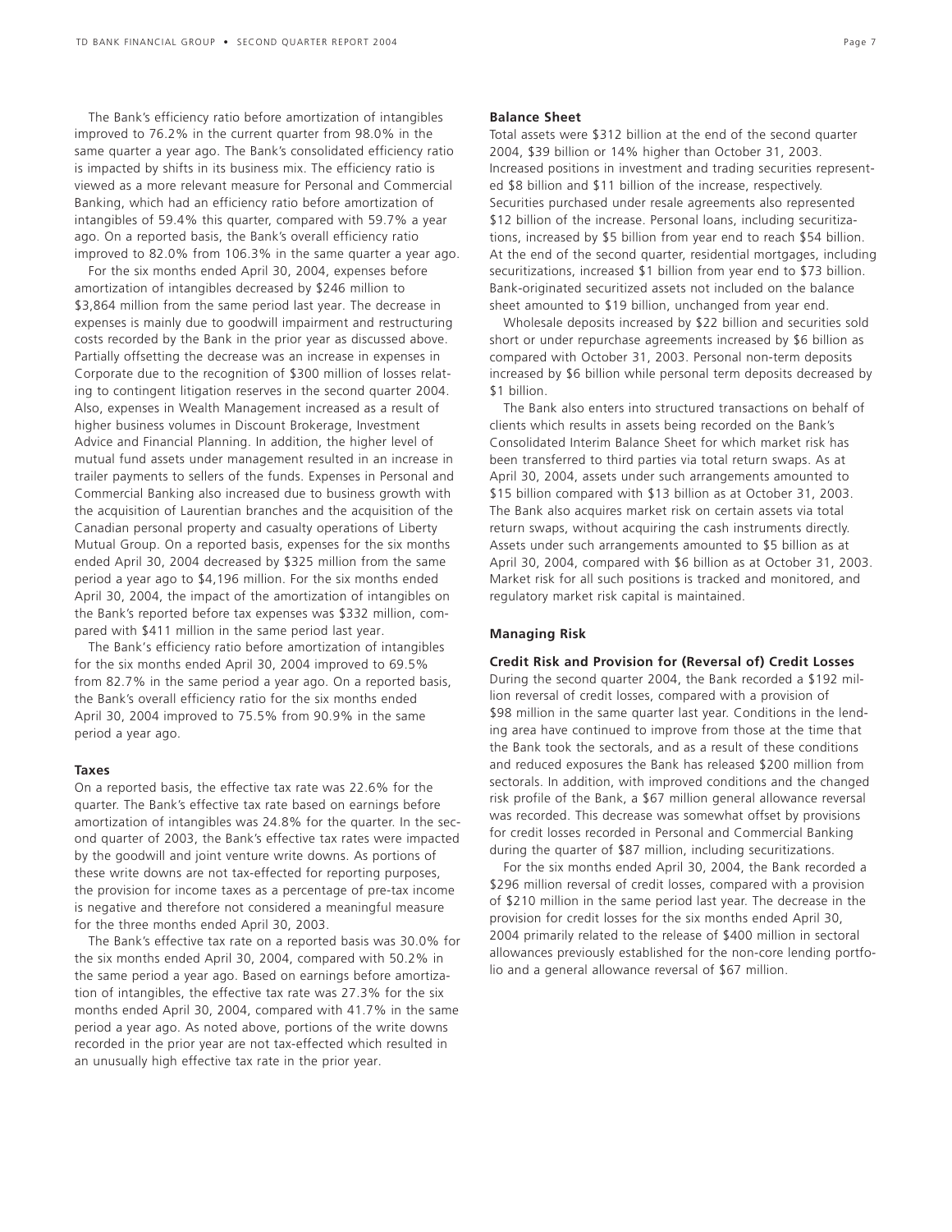The Bank's efficiency ratio before amortization of intangibles improved to 76.2% in the current quarter from 98.0% in the same quarter a year ago. The Bank's consolidated efficiency ratio is impacted by shifts in its business mix. The efficiency ratio is viewed as a more relevant measure for Personal and Commercial Banking, which had an efficiency ratio before amortization of intangibles of 59.4% this quarter, compared with 59.7% a year ago. On a reported basis, the Bank's overall efficiency ratio improved to 82.0% from 106.3% in the same quarter a year ago.

For the six months ended April 30, 2004, expenses before amortization of intangibles decreased by $246 million to $3,864 million from the same period last year. The decrease in expenses is mainly due to goodwill impairment and restructuring costs recorded by the Bank in the prior year as discussed above. Partially offsetting the decrease was an increase in expenses in Corporate due to the recognition of $300 million of losses relating to contingent litigation reserves in the second quarter 2004. Also, expenses in Wealth Management increased as a result of higher business volumes in Discount Brokerage, Investment Advice and Financial Planning. In addition, the higher level of mutual fund assets under management resulted in an increase in trailer payments to sellers of the funds. Expenses in Personal and Commercial Banking also increased due to business growth with the acquisition of Laurentian branches and the acquisition of the Canadian personal property and casualty operations of Liberty Mutual Group. On a reported basis, expenses for the six months ended April 30, 2004 decreased by $325 million from the same period a year ago to $4,196 million. For the six months ended April 30, 2004, the impact of the amortization of intangibles on the Bank's reported before tax expenses was $332 million, compared with $411 million in the same period last year.

The Bank's efficiency ratio before amortization of intangibles for the six months ended April 30, 2004 improved to 69.5% from 82.7% in the same period a year ago. On a reported basis, the Bank's overall efficiency ratio for the six months ended April 30, 2004 improved to 75.5% from 90.9% in the same period a year ago.

**Taxes**

On a reported basis, the effective tax rate was 22.6% for the quarter. The Bank's effective tax rate based on earnings before amortization of intangibles was 24.8% for the quarter. In the second quarter of 2003, the Bank's effective tax rates were impacted by the goodwill and joint venture write downs. As portions of these write downs are not tax-effected for reporting purposes, the provision for income taxes as a percentage of pre-tax income is negative and therefore not considered a meaningful measure for the three months ended April 30, 2003.

The Bank's effective tax rate on a reported basis was 30.0% for the six months ended April 30, 2004, compared with 50.2% in the same period a year ago. Based on earnings before amortization of intangibles, the effective tax rate was 27.3% for the six months ended April 30, 2004, compared with 41.7% in the same period a year ago. As noted above, portions of the write downs recorded in the prior year are not tax-effected which resulted in an unusually high effective tax rate in the prior year.

**Balance Sheet**

Total assets were $312 billion at the end of the second quarter 2004, $39 billion or 14% higher than October 31, 2003. Increased positions in investment and trading securities represented $8 billion and $11 billion of the increase, respectively. Securities purchased under resale agreements also represented $12 billion of the increase. Personal loans, including securitizations, increased by $5 billion from year end to reach $54 billion. At the end of the second quarter, residential mortgages, including securitizations, increased $1 billion from year end to $73 billion. Bank-originated securitized assets not included on the balance sheet amounted to $19 billion, unchanged from year end.

Wholesale deposits increased by $22 billion and securities sold short or under repurchase agreements increased by $6 billion as compared with October 31, 2003. Personal non-term deposits increased by $6 billion while personal term deposits decreased by $1 billion.

The Bank also enters into structured transactions on behalf of clients which results in assets being recorded on the Bank's Consolidated Interim Balance Sheet for which market risk has been transferred to third parties via total return swaps. As at April 30, 2004, assets under such arrangements amounted to $15 billion compared with $13 billion as at October 31, 2003. The Bank also acquires market risk on certain assets via total return swaps, without acquiring the cash instruments directly. Assets under such arrangements amounted to $5 billion as at April 30, 2004, compared with $6 billion as at October 31, 2003. Market risk for all such positions is tracked and monitored, and regulatory market risk capital is maintained.

**Managing Risk**

**Credit Risk and Provision for (Reversal of) Credit Losses**

During the second quarter 2004, the Bank recorded a $192 million reversal of credit losses, compared with a provision of $98 million in the same quarter last year. Conditions in the lending area have continued to improve from those at the time that the Bank took the sectorals, and as a result of these conditions and reduced exposures the Bank has released $200 million from sectorals. In addition, with improved conditions and the changed risk profile of the Bank, a $67 million general allowance reversal was recorded. This decrease was somewhat offset by provisions for credit losses recorded in Personal and Commercial Banking during the quarter of $87 million, including securitizations.

For the six months ended April 30, 2004, the Bank recorded a $296 million reversal of credit losses, compared with a provision of $210 million in the same period last year. The decrease in the provision for credit losses for the six months ended April 30, 2004 primarily related to the release of $400 million in sectoral allowances previously established for the non-core lending portfolio and a general allowance reversal of $67 million.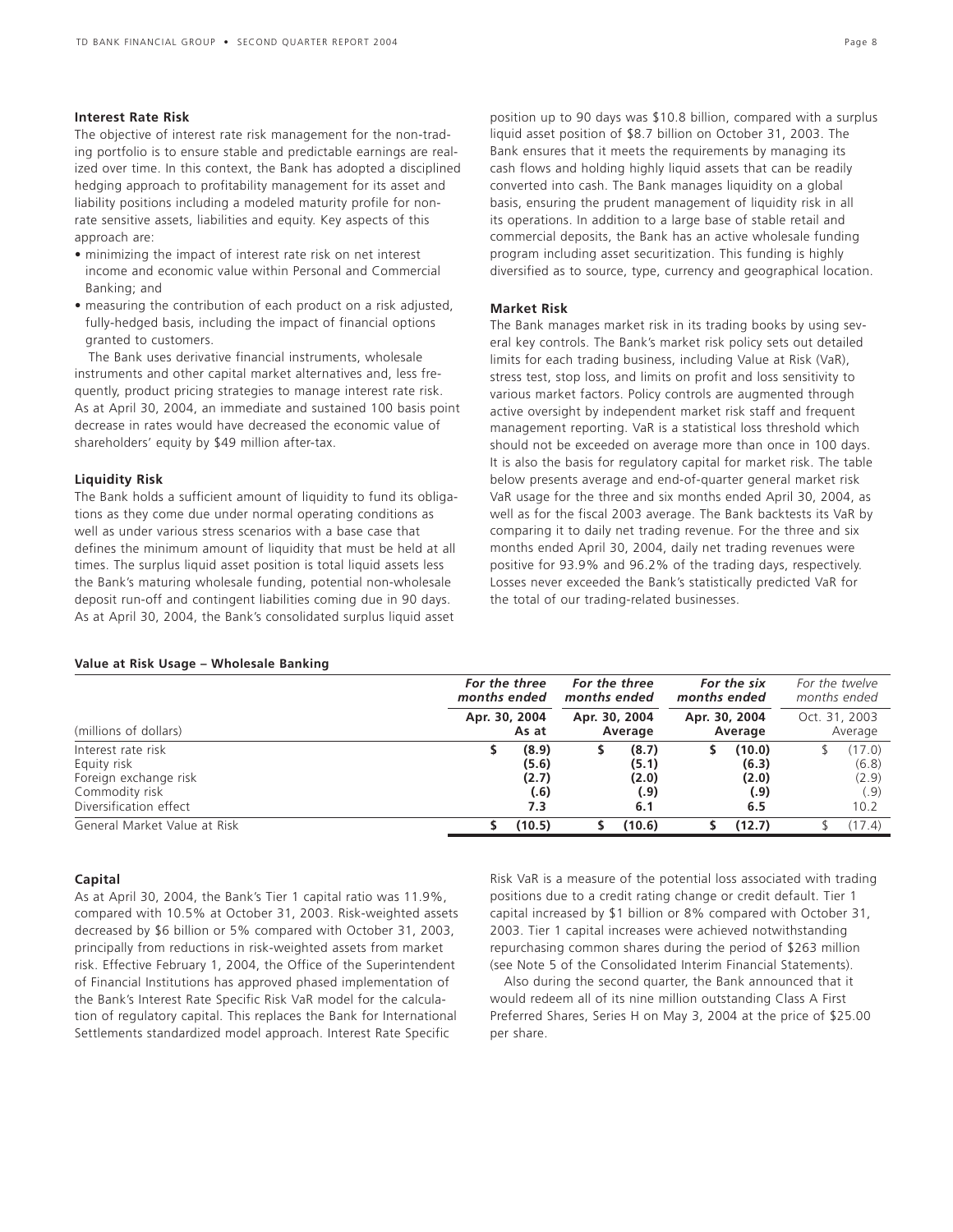### Interest Rate Risk

The objective of interest rate risk management for the non-trading portfolio is to ensure stable and predictable earnings are realized over time. In this context, the Bank has adopted a disciplined hedging approach to profitability management for its asset and liability positions including a modeled maturity profile for non-rate sensitive assets, liabilities and equity. Key aspects of this approach are:

- minimizing the impact of interest rate risk on net interest income and economic value within Personal and Commercial Banking; and
- measuring the contribution of each product on a risk adjusted, fully-hedged basis, including the impact of financial options granted to customers.

The Bank uses derivative financial instruments, wholesale instruments and other capital market alternatives and, less frequently, product pricing strategies to manage interest rate risk. As at April 30, 2004, an immediate and sustained 100 basis point decrease in rates would have decreased the economic value of shareholders' equity by $49 million after-tax.

### Liquidity Risk

The Bank holds a sufficient amount of liquidity to fund its obligations as they come due under normal operating conditions as well as under various stress scenarios with a base case that defines the minimum amount of liquidity that must be held at all times. The surplus liquid asset position is total liquid assets less the Bank's maturing wholesale funding, potential non-wholesale deposit run-off and contingent liabilities coming due in 90 days. As at April 30, 2004, the Bank's consolidated surplus liquid asset position up to 90 days was $10.8 billion, compared with a surplus liquid asset position of $8.7 billion on October 31, 2003. The Bank ensures that it meets the requirements by managing its cash flows and holding highly liquid assets that can be readily converted into cash. The Bank manages liquidity on a global basis, ensuring the prudent management of liquidity risk in all its operations. In addition to a large base of stable retail and commercial deposits, the Bank has an active wholesale funding program including asset securitization. This funding is highly diversified as to source, type, currency and geographical location.

### Market Risk

The Bank manages market risk in its trading books by using several key controls. The Bank's market risk policy sets out detailed limits for each trading business, including Value at Risk (VaR), stress test, stop loss, and limits on profit and loss sensitivity to various market factors. Policy controls are augmented through active oversight by independent market risk staff and frequent management reporting. VaR is a statistical loss threshold which should not be exceeded on average more than once in 100 days. It is also the basis for regulatory capital for market risk. The table below presents average and end-of-quarter general market risk VaR usage for the three and six months ended April 30, 2004, as well as for the fiscal 2003 average. The Bank backtests its VaR by comparing it to daily net trading revenue. For the three and six months ended April 30, 2004, daily net trading revenues were positive for 93.9% and 96.2% of the trading days, respectively. Losses never exceeded the Bank's statistically predicted VaR for the total of our trading-related businesses.

**Value at Risk Usage – Wholesale Banking**

| (millions of dollars) | ***For the three months ended*** **Apr. 30, 2004 As at** | ***For the three months ended*** **Apr. 30, 2004 Average** | ***For the six months ended*** **Apr. 30, 2004 Average** | *For the twelve months ended* Oct. 31, 2003 Average |
|---|---|---|---|---|
| Interest rate risk | **$ (8.9)** | **$ (8.7)** | **$ (10.0)** | $ (17.0) |
| Equity risk | **(5.6)** | **(5.1)** | **(6.3)** | (6.8) |
| Foreign exchange risk | **(2.7)** | **(2.0)** | **(2.0)** | (2.9) |
| Commodity risk | **(.6)** | **(.9)** | **(.9)** | (.9) |
| Diversification effect | **7.3** | **6.1** | **6.5** | 10.2 |
| General Market Value at Risk | **$ (10.5)** | **$ (10.6)** | **$ (12.7)** | $ (17.4) |

### Capital

As at April 30, 2004, the Bank's Tier 1 capital ratio was 11.9%, compared with 10.5% at October 31, 2003. Risk-weighted assets decreased by $6 billion or 5% compared with October 31, 2003, principally from reductions in risk-weighted assets from market risk. Effective February 1, 2004, the Office of the Superintendent of Financial Institutions has approved phased implementation of the Bank's Interest Rate Specific Risk VaR model for the calculation of regulatory capital. This replaces the Bank for International Settlements standardized model approach. Interest Rate Specific Risk VaR is a measure of the potential loss associated with trading positions due to a credit rating change or credit default. Tier 1 capital increased by $1 billion or 8% compared with October 31, 2003. Tier 1 capital increases were achieved notwithstanding repurchasing common shares during the period of $263 million (see Note 5 of the Consolidated Interim Financial Statements).

Also during the second quarter, the Bank announced that it would redeem all of its nine million outstanding Class A First Preferred Shares, Series H on May 3, 2004 at the price of $25.00 per share.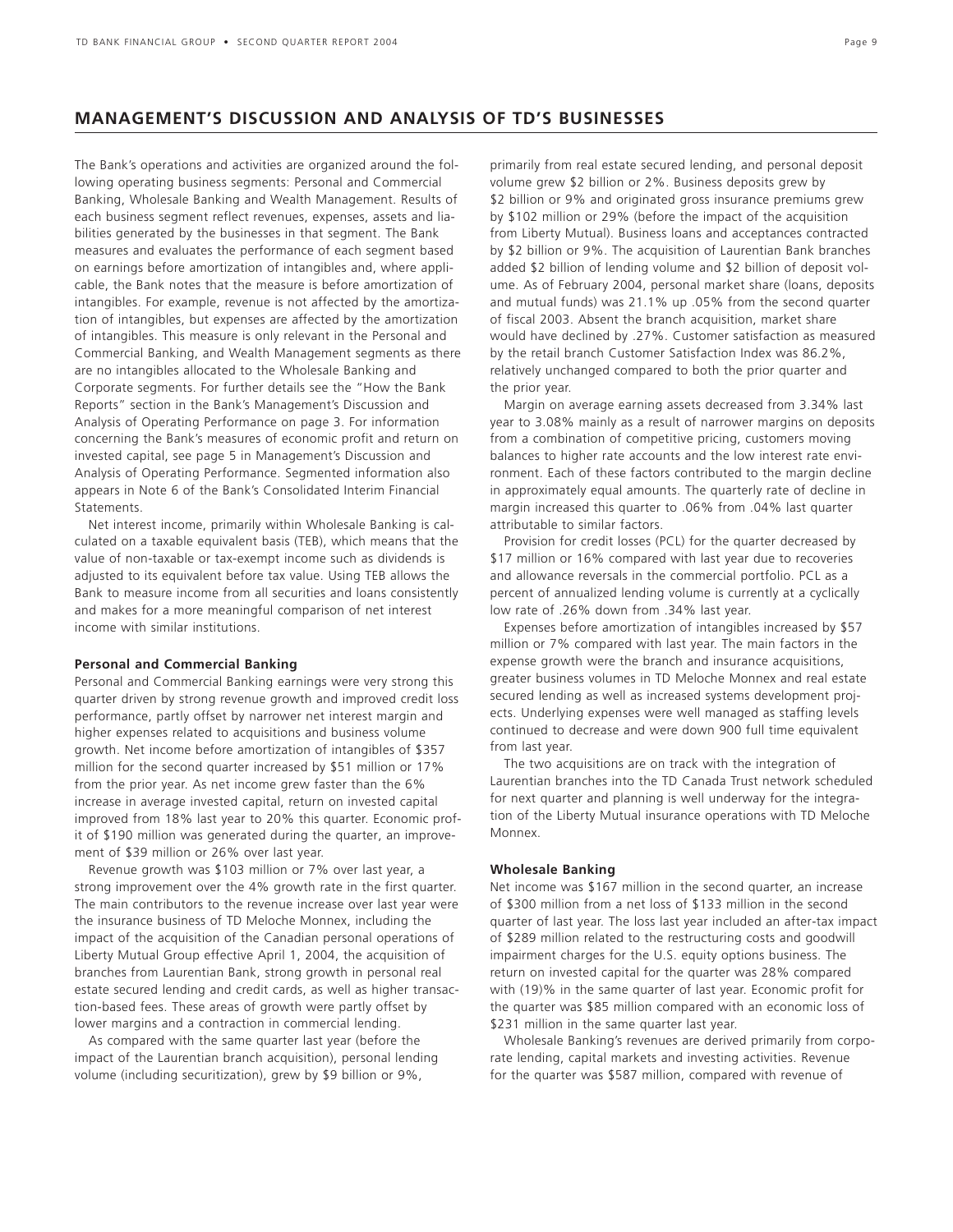## MANAGEMENT'S DISCUSSION AND ANALYSIS OF TD'S BUSINESSES

The Bank's operations and activities are organized around the following operating business segments: Personal and Commercial Banking, Wholesale Banking and Wealth Management. Results of each business segment reflect revenues, expenses, assets and liabilities generated by the businesses in that segment. The Bank measures and evaluates the performance of each segment based on earnings before amortization of intangibles and, where applicable, the Bank notes that the measure is before amortization of intangibles. For example, revenue is not affected by the amortization of intangibles, but expenses are affected by the amortization of intangibles. This measure is only relevant in the Personal and Commercial Banking, and Wealth Management segments as there are no intangibles allocated to the Wholesale Banking and Corporate segments. For further details see the "How the Bank Reports" section in the Bank's Management's Discussion and Analysis of Operating Performance on page 3. For information concerning the Bank's measures of economic profit and return on invested capital, see page 5 in Management's Discussion and Analysis of Operating Performance. Segmented information also appears in Note 6 of the Bank's Consolidated Interim Financial Statements.

Net interest income, primarily within Wholesale Banking is calculated on a taxable equivalent basis (TEB), which means that the value of non-taxable or tax-exempt income such as dividends is adjusted to its equivalent before tax value. Using TEB allows the Bank to measure income from all securities and loans consistently and makes for a more meaningful comparison of net interest income with similar institutions.

**Personal and Commercial Banking**

Personal and Commercial Banking earnings were very strong this quarter driven by strong revenue growth and improved credit loss performance, partly offset by narrower net interest margin and higher expenses related to acquisitions and business volume growth. Net income before amortization of intangibles of $357 million for the second quarter increased by $51 million or 17% from the prior year. As net income grew faster than the 6% increase in average invested capital, return on invested capital improved from 18% last year to 20% this quarter. Economic profit of $190 million was generated during the quarter, an improvement of $39 million or 26% over last year.

Revenue growth was $103 million or 7% over last year, a strong improvement over the 4% growth rate in the first quarter. The main contributors to the revenue increase over last year were the insurance business of TD Meloche Monnex, including the impact of the acquisition of the Canadian personal operations of Liberty Mutual Group effective April 1, 2004, the acquisition of branches from Laurentian Bank, strong growth in personal real estate secured lending and credit cards, as well as higher transaction-based fees. These areas of growth were partly offset by lower margins and a contraction in commercial lending.

As compared with the same quarter last year (before the impact of the Laurentian branch acquisition), personal lending volume (including securitization), grew by $9 billion or 9%, primarily from real estate secured lending, and personal deposit volume grew $2 billion or 2%. Business deposits grew by $2 billion or 9% and originated gross insurance premiums grew by $102 million or 29% (before the impact of the acquisition from Liberty Mutual). Business loans and acceptances contracted by $2 billion or 9%. The acquisition of Laurentian Bank branches added $2 billion of lending volume and $2 billion of deposit volume. As of February 2004, personal market share (loans, deposits and mutual funds) was 21.1% up .05% from the second quarter of fiscal 2003. Absent the branch acquisition, market share would have declined by .27%. Customer satisfaction as measured by the retail branch Customer Satisfaction Index was 86.2%, relatively unchanged compared to both the prior quarter and the prior year.

Margin on average earning assets decreased from 3.34% last year to 3.08% mainly as a result of narrower margins on deposits from a combination of competitive pricing, customers moving balances to higher rate accounts and the low interest rate environment. Each of these factors contributed to the margin decline in approximately equal amounts. The quarterly rate of decline in margin increased this quarter to .06% from .04% last quarter attributable to similar factors.

Provision for credit losses (PCL) for the quarter decreased by $17 million or 16% compared with last year due to recoveries and allowance reversals in the commercial portfolio. PCL as a percent of annualized lending volume is currently at a cyclically low rate of .26% down from .34% last year.

Expenses before amortization of intangibles increased by $57 million or 7% compared with last year. The main factors in the expense growth were the branch and insurance acquisitions, greater business volumes in TD Meloche Monnex and real estate secured lending as well as increased systems development projects. Underlying expenses were well managed as staffing levels continued to decrease and were down 900 full time equivalent from last year.

The two acquisitions are on track with the integration of Laurentian branches into the TD Canada Trust network scheduled for next quarter and planning is well underway for the integration of the Liberty Mutual insurance operations with TD Meloche Monnex.

**Wholesale Banking**

Net income was $167 million in the second quarter, an increase of $300 million from a net loss of $133 million in the second quarter of last year. The loss last year included an after-tax impact of $289 million related to the restructuring costs and goodwill impairment charges for the U.S. equity options business. The return on invested capital for the quarter was 28% compared with (19)% in the same quarter of last year. Economic profit for the quarter was $85 million compared with an economic loss of $231 million in the same quarter last year.

Wholesale Banking's revenues are derived primarily from corporate lending, capital markets and investing activities. Revenue for the quarter was $587 million, compared with revenue of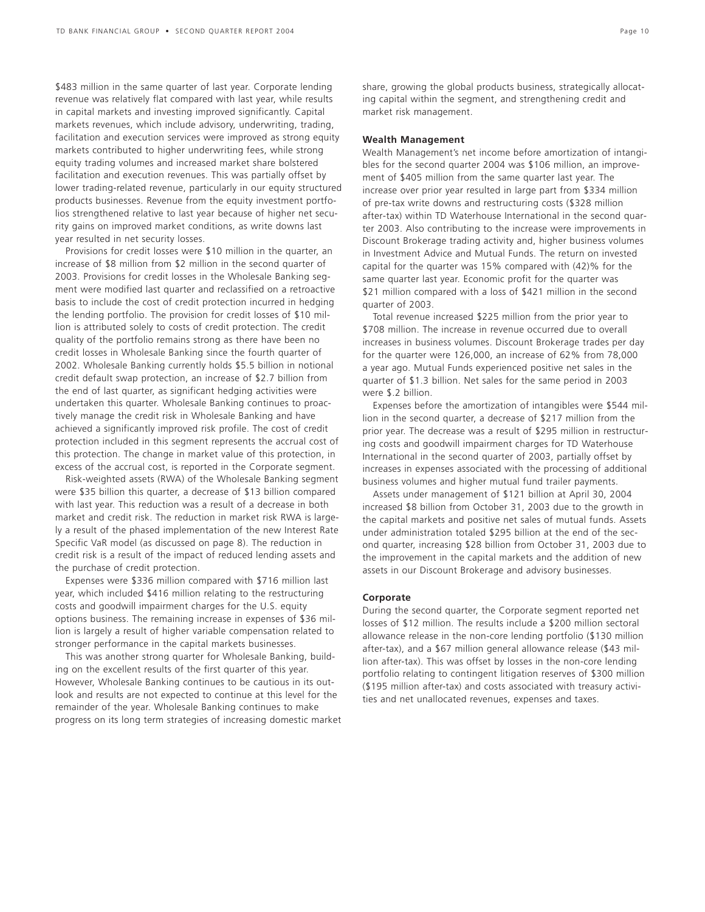$483 million in the same quarter of last year. Corporate lending revenue was relatively flat compared with last year, while results in capital markets and investing improved significantly. Capital markets revenues, which include advisory, underwriting, trading, facilitation and execution services were improved as strong equity markets contributed to higher underwriting fees, while strong equity trading volumes and increased market share bolstered facilitation and execution revenues. This was partially offset by lower trading-related revenue, particularly in our equity structured products businesses. Revenue from the equity investment portfolios strengthened relative to last year because of higher net security gains on improved market conditions, as write downs last year resulted in net security losses.

Provisions for credit losses were $10 million in the quarter, an increase of $8 million from $2 million in the second quarter of 2003. Provisions for credit losses in the Wholesale Banking segment were modified last quarter and reclassified on a retroactive basis to include the cost of credit protection incurred in hedging the lending portfolio. The provision for credit losses of $10 million is attributed solely to costs of credit protection. The credit quality of the portfolio remains strong as there have been no credit losses in Wholesale Banking since the fourth quarter of 2002. Wholesale Banking currently holds $5.5 billion in notional credit default swap protection, an increase of $2.7 billion from the end of last quarter, as significant hedging activities were undertaken this quarter. Wholesale Banking continues to proactively manage the credit risk in Wholesale Banking and have achieved a significantly improved risk profile. The cost of credit protection included in this segment represents the accrual cost of this protection. The change in market value of this protection, in excess of the accrual cost, is reported in the Corporate segment.

Risk-weighted assets (RWA) of the Wholesale Banking segment were $35 billion this quarter, a decrease of $13 billion compared with last year. This reduction was a result of a decrease in both market and credit risk. The reduction in market risk RWA is largely a result of the phased implementation of the new Interest Rate Specific VaR model (as discussed on page 8). The reduction in credit risk is a result of the impact of reduced lending assets and the purchase of credit protection.

Expenses were $336 million compared with $716 million last year, which included $416 million relating to the restructuring costs and goodwill impairment charges for the U.S. equity options business. The remaining increase in expenses of $36 million is largely a result of higher variable compensation related to stronger performance in the capital markets businesses.

This was another strong quarter for Wholesale Banking, building on the excellent results of the first quarter of this year. However, Wholesale Banking continues to be cautious in its outlook and results are not expected to continue at this level for the remainder of the year. Wholesale Banking continues to make progress on its long term strategies of increasing domestic market share, growing the global products business, strategically allocating capital within the segment, and strengthening credit and market risk management.

### Wealth Management

Wealth Management's net income before amortization of intangibles for the second quarter 2004 was $106 million, an improvement of $405 million from the same quarter last year. The increase over prior year resulted in large part from $334 million of pre-tax write downs and restructuring costs ($328 million after-tax) within TD Waterhouse International in the second quarter 2003. Also contributing to the increase were improvements in Discount Brokerage trading activity and, higher business volumes in Investment Advice and Mutual Funds. The return on invested capital for the quarter was 15% compared with (42)% for the same quarter last year. Economic profit for the quarter was $21 million compared with a loss of $421 million in the second quarter of 2003.

Total revenue increased $225 million from the prior year to $708 million. The increase in revenue occurred due to overall increases in business volumes. Discount Brokerage trades per day for the quarter were 126,000, an increase of 62% from 78,000 a year ago. Mutual Funds experienced positive net sales in the quarter of $1.3 billion. Net sales for the same period in 2003 were $.2 billion.

Expenses before the amortization of intangibles were $544 million in the second quarter, a decrease of $217 million from the prior year. The decrease was a result of $295 million in restructuring costs and goodwill impairment charges for TD Waterhouse International in the second quarter of 2003, partially offset by increases in expenses associated with the processing of additional business volumes and higher mutual fund trailer payments.

Assets under management of $121 billion at April 30, 2004 increased $8 billion from October 31, 2003 due to the growth in the capital markets and positive net sales of mutual funds. Assets under administration totaled $295 billion at the end of the second quarter, increasing $28 billion from October 31, 2003 due to the improvement in the capital markets and the addition of new assets in our Discount Brokerage and advisory businesses.

### Corporate

During the second quarter, the Corporate segment reported net losses of $12 million. The results include a $200 million sectoral allowance release in the non-core lending portfolio ($130 million after-tax), and a $67 million general allowance release ($43 million after-tax). This was offset by losses in the non-core lending portfolio relating to contingent litigation reserves of $300 million ($195 million after-tax) and costs associated with treasury activities and net unallocated revenues, expenses and taxes.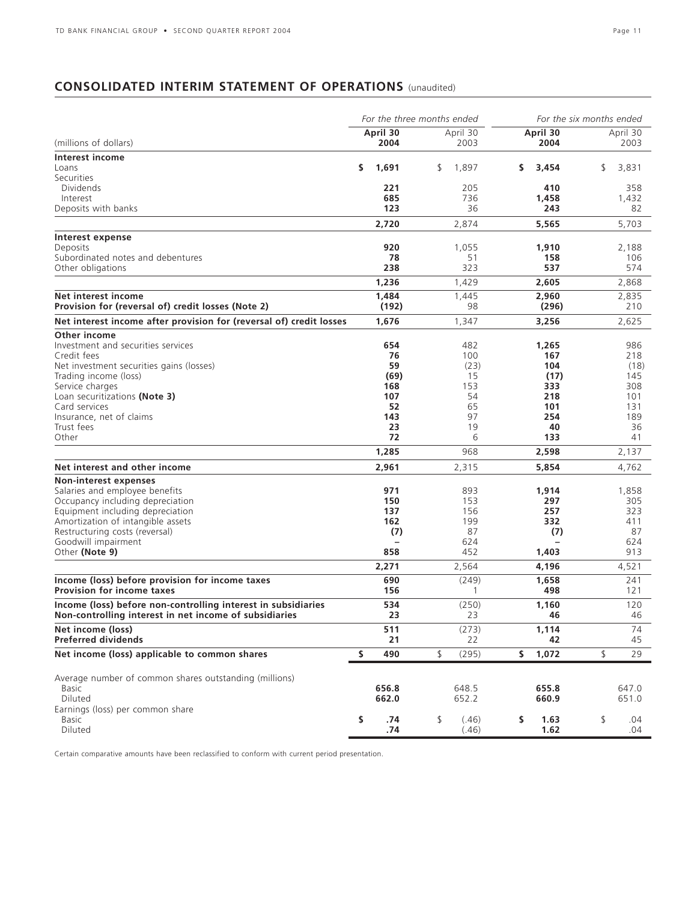## CONSOLIDATED INTERIM STATEMENT OF OPERATIONS (unaudited)

| (millions of dollars) | *For the three months ended* April 30 2004 | April 30 2003 | *For the six months ended* April 30 2004 | April 30 2003 |
|---|---|---|---|---|
| **Interest income** | | | | |
| Loans | **$ 1,691** | $ 1,897 | **$ 3,454** | $ 3,831 |
| Securities | | | | |
| Dividends | **221** | 205 | **410** | 358 |
| Interest | **685** | 736 | **1,458** | 1,432 |
| Deposits with banks | **123** | 36 | **243** | 82 |
| | **2,720** | 2,874 | **5,565** | 5,703 |
| **Interest expense** | | | | |
| Deposits | **920** | 1,055 | **1,910** | 2,188 |
| Subordinated notes and debentures | **78** | 51 | **158** | 106 |
| Other obligations | **238** | 323 | **537** | 574 |
| | **1,236** | 1,429 | **2,605** | 2,868 |
| **Net interest income** | **1,484** | 1,445 | **2,960** | 2,835 |
| **Provision for (reversal of) credit losses (Note 2)** | **(192)** | 98 | **(296)** | 210 |
| **Net interest income after provision for (reversal of) credit losses** | **1,676** | 1,347 | **3,256** | 2,625 |
| **Other income** | | | | |
| Investment and securities services | **654** | 482 | **1,265** | 986 |
| Credit fees | **76** | 100 | **167** | 218 |
| Net investment securities gains (losses) | **59** | (23) | **104** | (18) |
| Trading income (loss) | **(69)** | 15 | **(17)** | 145 |
| Service charges | **168** | 153 | **333** | 308 |
| Loan securitizations **(Note 3)** | **107** | 54 | **218** | 101 |
| Card services | **52** | 65 | **101** | 131 |
| Insurance, net of claims | **143** | 97 | **254** | 189 |
| Trust fees | **23** | 19 | **40** | 36 |
| Other | **72** | 6 | **133** | 41 |
| | **1,285** | 968 | **2,598** | 2,137 |
| **Net interest and other income** | **2,961** | 2,315 | **5,854** | 4,762 |
| **Non-interest expenses** | | | | |
| Salaries and employee benefits | **971** | 893 | **1,914** | 1,858 |
| Occupancy including depreciation | **150** | 153 | **297** | 305 |
| Equipment including depreciation | **137** | 156 | **257** | 323 |
| Amortization of intangible assets | **162** | 199 | **332** | 411 |
| Restructuring costs (reversal) | **(7)** | 87 | **(7)** | 87 |
| Goodwill impairment | **–** | 624 | **–** | 624 |
| Other **(Note 9)** | **858** | 452 | **1,403** | 913 |
| | **2,271** | 2,564 | **4,196** | 4,521 |
| **Income (loss) before provision for income taxes** | **690** | (249) | **1,658** | 241 |
| **Provision for income taxes** | **156** | 1 | **498** | 121 |
| **Income (loss) before non-controlling interest in subsidiaries** | **534** | (250) | **1,160** | 120 |
| **Non-controlling interest in net income of subsidiaries** | **23** | 23 | **46** | 46 |
| **Net income (loss)** | **511** | (273) | **1,114** | 74 |
| **Preferred dividends** | **21** | 22 | **42** | 45 |
| **Net income (loss) applicable to common shares** | **$ 490** | $ (295) | **$ 1,072** | $ 29 |
| Average number of common shares outstanding (millions) | | | | |
| Basic | **656.8** | 648.5 | **655.8** | 647.0 |
| Diluted | **662.0** | 652.2 | **660.9** | 651.0 |
| Earnings (loss) per common share | | | | |
| Basic | **$ .74** | $ (.46) | **$ 1.63** | $ .04 |
| Diluted | **.74** | (.46) | **1.62** | .04 |

Certain comparative amounts have been reclassified to conform with current period presentation.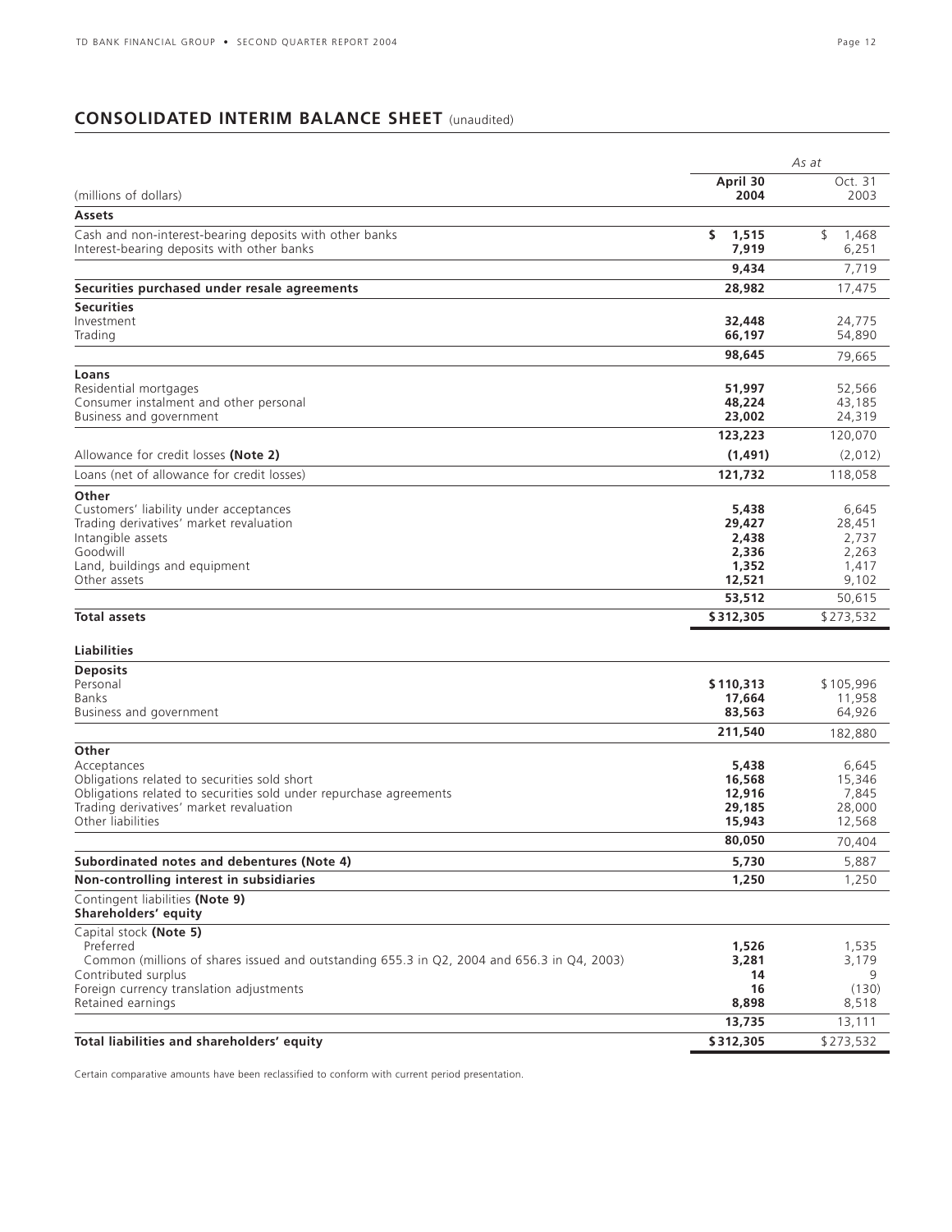## CONSOLIDATED INTERIM BALANCE SHEET (unaudited)

| (millions of dollars) | As at April 30 2004 | Oct. 31 2003 |
|---|---|---|
| **Assets** | | |
| Cash and non-interest-bearing deposits with other banks | **$ 1,515** | $ 1,468 |
| Interest-bearing deposits with other banks | **7,919** | 6,251 |
| | **9,434** | 7,719 |
| **Securities purchased under resale agreements** | **28,982** | 17,475 |
| **Securities** | | |
| Investment | **32,448** | 24,775 |
| Trading | **66,197** | 54,890 |
| | **98,645** | 79,665 |
| **Loans** | | |
| Residential mortgages | **51,997** | 52,566 |
| Consumer instalment and other personal | **48,224** | 43,185 |
| Business and government | **23,002** | 24,319 |
| | **123,223** | 120,070 |
| Allowance for credit losses **(Note 2)** | **(1,491)** | (2,012) |
| Loans (net of allowance for credit losses) | **121,732** | 118,058 |
| **Other** | | |
| Customers' liability under acceptances | **5,438** | 6,645 |
| Trading derivatives' market revaluation | **29,427** | 28,451 |
| Intangible assets | **2,438** | 2,737 |
| Goodwill | **2,336** | 2,263 |
| Land, buildings and equipment | **1,352** | 1,417 |
| Other assets | **12,521** | 9,102 |
| | **53,512** | 50,615 |
| **Total assets** | **$312,305** | $273,532 |
| **Liabilities** | | |
| **Deposits** | | |
| Personal | **$110,313** | $105,996 |
| Banks | **17,664** | 11,958 |
| Business and government | **83,563** | 64,926 |
| | **211,540** | 182,880 |
| **Other** | | |
| Acceptances | **5,438** | 6,645 |
| Obligations related to securities sold short | **16,568** | 15,346 |
| Obligations related to securities sold under repurchase agreements | **12,916** | 7,845 |
| Trading derivatives' market revaluation | **29,185** | 28,000 |
| Other liabilities | **15,943** | 12,568 |
| | **80,050** | 70,404 |
| **Subordinated notes and debentures (Note 4)** | **5,730** | 5,887 |
| **Non-controlling interest in subsidiaries** | **1,250** | 1,250 |
| Contingent liabilities **(Note 9)** | | |
| **Shareholders' equity** | | |
| Capital stock **(Note 5)** | | |
| Preferred | **1,526** | 1,535 |
| Common (millions of shares issued and outstanding 655.3 in Q2, 2004 and 656.3 in Q4, 2003) | **3,281** | 3,179 |
| Contributed surplus | **14** | 9 |
| Foreign currency translation adjustments | **16** | (130) |
| Retained earnings | **8,898** | 8,518 |
| | **13,735** | 13,111 |
| **Total liabilities and shareholders' equity** | **$312,305** | $273,532 |

Certain comparative amounts have been reclassified to conform with current period presentation.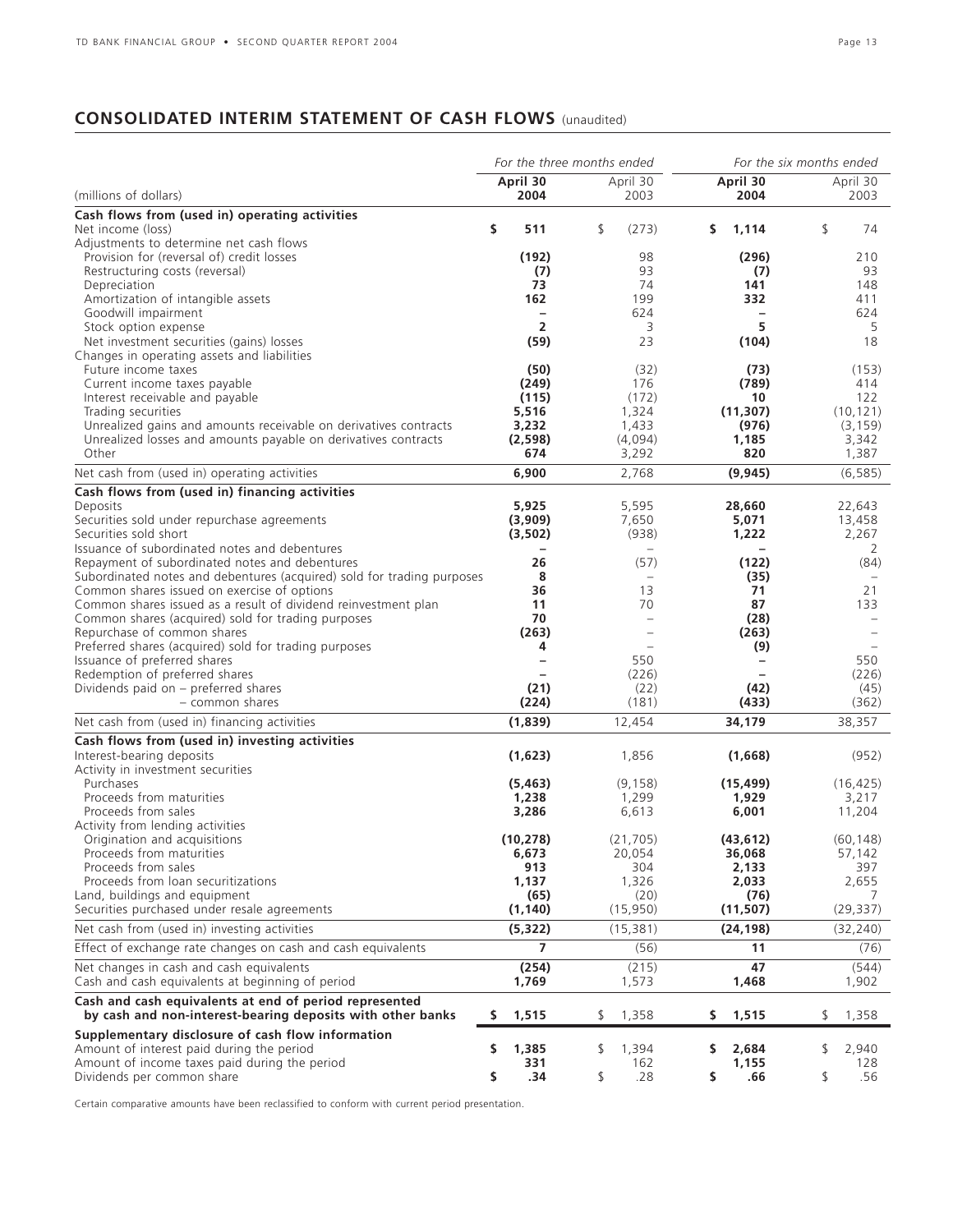## CONSOLIDATED INTERIM STATEMENT OF CASH FLOWS (unaudited)

| (millions of dollars) | *For the three months ended* April 30 2004 | April 30 2003 | *For the six months ended* April 30 2004 | April 30 2003 |
|---|---|---|---|---|
| **Cash flows from (used in) operating activities** | | | | |
| Net income (loss) | **$ 511** | $ (273) | **$ 1,114** | $ 74 |
| Adjustments to determine net cash flows | | | | |
| Provision for (reversal of) credit losses | **(192)** | 98 | **(296)** | 210 |
| Restructuring costs (reversal) | **(7)** | 93 | **(7)** | 93 |
| Depreciation | **73** | 74 | **141** | 148 |
| Amortization of intangible assets | **162** | 199 | **332** | 411 |
| Goodwill impairment | **–** | 624 | **–** | 624 |
| Stock option expense | **2** | 3 | **5** | 5 |
| Net investment securities (gains) losses | **(59)** | 23 | **(104)** | 18 |
| Changes in operating assets and liabilities | | | | |
| Future income taxes | **(50)** | (32) | **(73)** | (153) |
| Current income taxes payable | **(249)** | 176 | **(789)** | 414 |
| Interest receivable and payable | **(115)** | (172) | **10** | 122 |
| Trading securities | **5,516** | 1,324 | **(11,307)** | (10,121) |
| Unrealized gains and amounts receivable on derivatives contracts | **3,232** | 1,433 | **(976)** | (3,159) |
| Unrealized losses and amounts payable on derivatives contracts | **(2,598)** | (4,094) | **1,185** | 3,342 |
| Other | **674** | 3,292 | **820** | 1,387 |
| Net cash from (used in) operating activities | **6,900** | 2,768 | **(9,945)** | (6,585) |
| **Cash flows from (used in) financing activities** | | | | |
| Deposits | **5,925** | 5,595 | **28,660** | 22,643 |
| Securities sold under repurchase agreements | **(3,909)** | 7,650 | **5,071** | 13,458 |
| Securities sold short | **(3,502)** | (938) | **1,222** | 2,267 |
| Issuance of subordinated notes and debentures | **–** | – | **–** | 2 |
| Repayment of subordinated notes and debentures | **26** | (57) | **(122)** | (84) |
| Subordinated notes and debentures (acquired) sold for trading purposes | **8** | – | **(35)** | – |
| Common shares issued on exercise of options | **36** | 13 | **71** | 21 |
| Common shares issued as a result of dividend reinvestment plan | **11** | 70 | **87** | 133 |
| Common shares (acquired) sold for trading purposes | **70** | – | **(28)** | – |
| Repurchase of common shares | **(263)** | – | **(263)** | – |
| Preferred shares (acquired) sold for trading purposes | **4** | – | **(9)** | – |
| Issuance of preferred shares | **–** | 550 | **–** | 550 |
| Redemption of preferred shares | **–** | (226) | **–** | (226) |
| Dividends paid on – preferred shares | **(21)** | (22) | **(42)** | (45) |
| – common shares | **(224)** | (181) | **(433)** | (362) |
| Net cash from (used in) financing activities | **(1,839)** | 12,454 | **34,179** | 38,357 |
| **Cash flows from (used in) investing activities** | | | | |
| Interest-bearing deposits | **(1,623)** | 1,856 | **(1,668)** | (952) |
| Activity in investment securities | | | | |
| Purchases | **(5,463)** | (9,158) | **(15,499)** | (16,425) |
| Proceeds from maturities | **1,238** | 1,299 | **1,929** | 3,217 |
| Proceeds from sales | **3,286** | 6,613 | **6,001** | 11,204 |
| Activity from lending activities | | | | |
| Origination and acquisitions | **(10,278)** | (21,705) | **(43,612)** | (60,148) |
| Proceeds from maturities | **6,673** | 20,054 | **36,068** | 57,142 |
| Proceeds from sales | **913** | 304 | **2,133** | 397 |
| Proceeds from loan securitizations | **1,137** | 1,326 | **2,033** | 2,655 |
| Land, buildings and equipment | **(65)** | (20) | **(76)** | 7 |
| Securities purchased under resale agreements | **(1,140)** | (15,950) | **(11,507)** | (29,337) |
| Net cash from (used in) investing activities | **(5,322)** | (15,381) | **(24,198)** | (32,240) |
| Effect of exchange rate changes on cash and cash equivalents | **7** | (56) | **11** | (76) |
| Net changes in cash and cash equivalents | **(254)** | (215) | **47** | (544) |
| Cash and cash equivalents at beginning of period | **1,769** | 1,573 | **1,468** | 1,902 |
| **Cash and cash equivalents at end of period represented by cash and non-interest-bearing deposits with other banks** | **$ 1,515** | $ 1,358 | **$ 1,515** | $ 1,358 |
| **Supplementary disclosure of cash flow information** | | | | |
| Amount of interest paid during the period | **$ 1,385** | $ 1,394 | **$ 2,684** | $ 2,940 |
| Amount of income taxes paid during the period | **331** | 162 | **1,155** | 128 |
| Dividends per common share | **$ .34** | $ .28 | **$ .66** | $ .56 |

Certain comparative amounts have been reclassified to conform with current period presentation.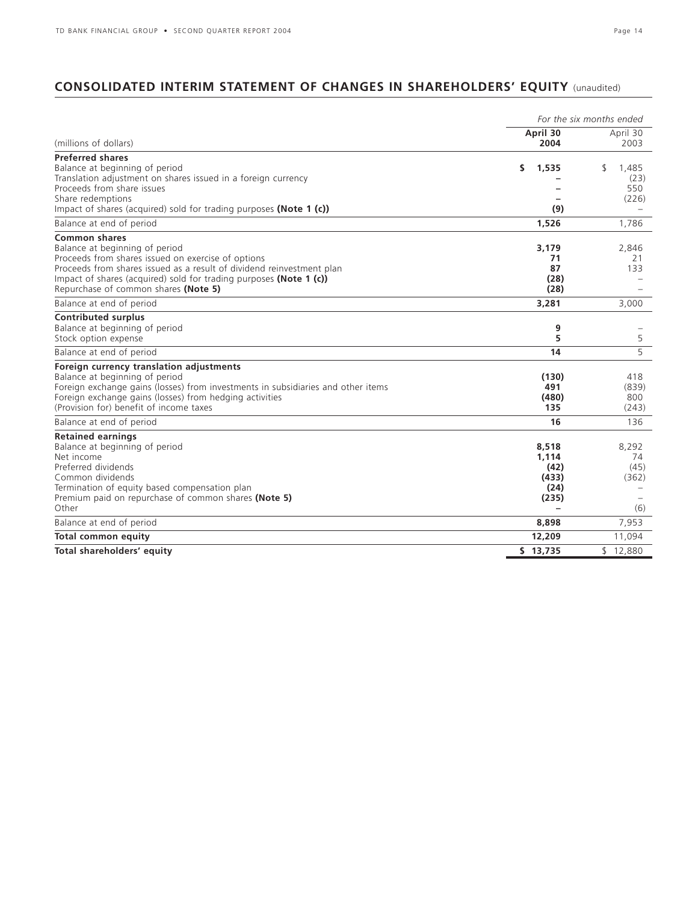## CONSOLIDATED INTERIM STATEMENT OF CHANGES IN SHAREHOLDERS' EQUITY (unaudited)

| (millions of dollars) | *For the six months ended* April 30 2004 | April 30 2003 |
|---|---|---|
| **Preferred shares** | | |
| Balance at beginning of period | **$ 1,535** | $ 1,485 |
| Translation adjustment on shares issued in a foreign currency | **–** | (23) |
| Proceeds from share issues | **–** | 550 |
| Share redemptions | **–** | (226) |
| Impact of shares (acquired) sold for trading purposes **(Note 1 (c))** | **(9)** | – |
| Balance at end of period | **1,526** | 1,786 |
| **Common shares** | | |
| Balance at beginning of period | **3,179** | 2,846 |
| Proceeds from shares issued on exercise of options | **71** | 21 |
| Proceeds from shares issued as a result of dividend reinvestment plan | **87** | 133 |
| Impact of shares (acquired) sold for trading purposes **(Note 1 (c))** | **(28)** | – |
| Repurchase of common shares **(Note 5)** | **(28)** | – |
| Balance at end of period | **3,281** | 3,000 |
| **Contributed surplus** | | |
| Balance at beginning of period | **9** | – |
| Stock option expense | **5** | 5 |
| Balance at end of period | **14** | 5 |
| **Foreign currency translation adjustments** | | |
| Balance at beginning of period | **(130)** | 418 |
| Foreign exchange gains (losses) from investments in subsidiaries and other items | **491** | (839) |
| Foreign exchange gains (losses) from hedging activities | **(480)** | 800 |
| (Provision for) benefit of income taxes | **135** | (243) |
| Balance at end of period | **16** | 136 |
| **Retained earnings** | | |
| Balance at beginning of period | **8,518** | 8,292 |
| Net income | **1,114** | 74 |
| Preferred dividends | **(42)** | (45) |
| Common dividends | **(433)** | (362) |
| Termination of equity based compensation plan | **(24)** | – |
| Premium paid on repurchase of common shares **(Note 5)** | **(235)** | – |
| Other | **–** | (6) |
| Balance at end of period | **8,898** | 7,953 |
| **Total common equity** | **12,209** | 11,094 |
| **Total shareholders' equity** | **$ 13,735** | $ 12,880 |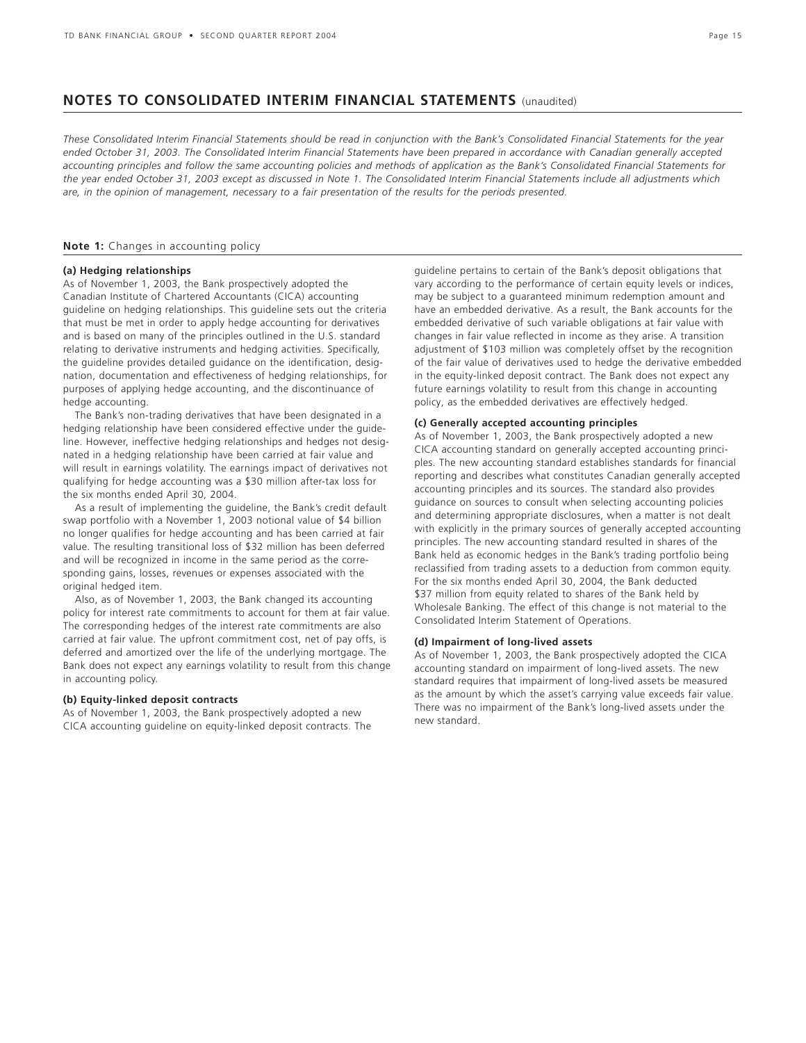# NOTES TO CONSOLIDATED INTERIM FINANCIAL STATEMENTS (unaudited)

*These Consolidated Interim Financial Statements should be read in conjunction with the Bank's Consolidated Financial Statements for the year ended October 31, 2003. The Consolidated Interim Financial Statements have been prepared in accordance with Canadian generally accepted accounting principles and follow the same accounting policies and methods of application as the Bank's Consolidated Financial Statements for the year ended October 31, 2003 except as discussed in Note 1. The Consolidated Interim Financial Statements include all adjustments which are, in the opinion of management, necessary to a fair presentation of the results for the periods presented.*

## **Note 1:** Changes in accounting policy

### (a) Hedging relationships

As of November 1, 2003, the Bank prospectively adopted the Canadian Institute of Chartered Accountants (CICA) accounting guideline on hedging relationships. This guideline sets out the criteria that must be met in order to apply hedge accounting for derivatives and is based on many of the principles outlined in the U.S. standard relating to derivative instruments and hedging activities. Specifically, the guideline provides detailed guidance on the identification, designation, documentation and effectiveness of hedging relationships, for purposes of applying hedge accounting, and the discontinuance of hedge accounting.

The Bank's non-trading derivatives that have been designated in a hedging relationship have been considered effective under the guideline. However, ineffective hedging relationships and hedges not designated in a hedging relationship have been carried at fair value and will result in earnings volatility. The earnings impact of derivatives not qualifying for hedge accounting was a $30 million after-tax loss for the six months ended April 30, 2004.

As a result of implementing the guideline, the Bank's credit default swap portfolio with a November 1, 2003 notional value of $4 billion no longer qualifies for hedge accounting and has been carried at fair value. The resulting transitional loss of $32 million has been deferred and will be recognized in income in the same period as the corresponding gains, losses, revenues or expenses associated with the original hedged item.

Also, as of November 1, 2003, the Bank changed its accounting policy for interest rate commitments to account for them at fair value. The corresponding hedges of the interest rate commitments are also carried at fair value. The upfront commitment cost, net of pay offs, is deferred and amortized over the life of the underlying mortgage. The Bank does not expect any earnings volatility to result from this change in accounting policy.

### (b) Equity-linked deposit contracts

As of November 1, 2003, the Bank prospectively adopted a new CICA accounting guideline on equity-linked deposit contracts. The guideline pertains to certain of the Bank's deposit obligations that vary according to the performance of certain equity levels or indices, may be subject to a guaranteed minimum redemption amount and have an embedded derivative. As a result, the Bank accounts for the embedded derivative of such variable obligations at fair value with changes in fair value reflected in income as they arise. A transition adjustment of $103 million was completely offset by the recognition of the fair value of derivatives used to hedge the derivative embedded in the equity-linked deposit contract. The Bank does not expect any future earnings volatility to result from this change in accounting policy, as the embedded derivatives are effectively hedged.

### (c) Generally accepted accounting principles

As of November 1, 2003, the Bank prospectively adopted a new CICA accounting standard on generally accepted accounting principles. The new accounting standard establishes standards for financial reporting and describes what constitutes Canadian generally accepted accounting principles and its sources. The standard also provides guidance on sources to consult when selecting accounting policies and determining appropriate disclosures, when a matter is not dealt with explicitly in the primary sources of generally accepted accounting principles. The new accounting standard resulted in shares of the Bank held as economic hedges in the Bank's trading portfolio being reclassified from trading assets to a deduction from common equity. For the six months ended April 30, 2004, the Bank deducted $37 million from equity related to shares of the Bank held by Wholesale Banking. The effect of this change is not material to the Consolidated Interim Statement of Operations.

### (d) Impairment of long-lived assets

As of November 1, 2003, the Bank prospectively adopted the CICA accounting standard on impairment of long-lived assets. The new standard requires that impairment of long-lived assets be measured as the amount by which the asset's carrying value exceeds fair value. There was no impairment of the Bank's long-lived assets under the new standard.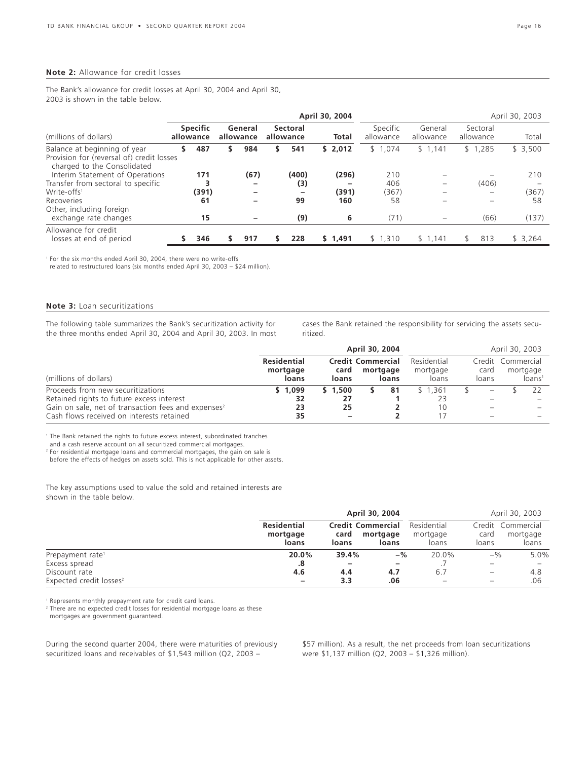## **Note 2:** Allowance for credit losses

The Bank's allowance for credit losses at April 30, 2004 and April 30, 2003 is shown in the table below.

| (millions of dollars) | **April 30, 2004** Specific allowance | General allowance | Sectoral allowance | Total | April 30, 2003 Specific allowance | General allowance | Sectoral allowance | Total |
|---|---|---|---|---|---|---|---|---|
| Balance at beginning of year | **$ 487** | **$ 984** | **$ 541** | **$ 2,012** | $ 1,074 | $ 1,141 | $ 1,285 | $ 3,500 |
| Provision for (reversal of) credit losses charged to the Consolidated Interim Statement of Operations | **171** | **(67)** | **(400)** | **(296)** | 210 | – | – | 210 |
| Transfer from sectoral to specific | **3** | **–** | **(3)** | **–** | 406 | – | (406) | – |
| Write-offs[1] | **(391)** | **–** | **–** | **(391)** | (367) | – | – | (367) |
| Recoveries | **61** | **–** | **99** | **160** | 58 | – | – | 58 |
| Other, including foreign exchange rate changes | **15** | **–** | **(9)** | **6** | (71) | – | (66) | (137) |
| Allowance for credit losses at end of period | **$ 346** | **$ 917** | **$ 228** | **$ 1,491** | $ 1,310 | $ 1,141 | $ 813 | $ 3,264 |

[1] For the six months ended April 30, 2004, there were no write-offs related to restructured loans (six months ended April 30, 2003 – $24 million).

## **Note 3:** Loan securitizations

The following table summarizes the Bank's securitization activity for the three months ended April 30, 2004 and April 30, 2003. In most cases the Bank retained the responsibility for servicing the assets securitized.

| (millions of dollars) | **April 30, 2004** Residential mortgage loans | Credit card loans | Commercial mortgage loans | April 30, 2003 Residential mortgage loans | Credit card loans | Commercial mortgage loans[1] |
|---|---|---|---|---|---|---|
| Proceeds from new securitizations | **$ 1,099** | **$ 1,500** | **$ 81** | $ 1,361 | $ – | $ 22 |
| Retained rights to future excess interest | **32** | **27** | **1** | 23 | – | – |
| Gain on sale, net of transaction fees and expenses[2] | **23** | **25** | **2** | 10 | – | – |
| Cash flows received on interests retained | **35** | **–** | **2** | 17 | – | – |

[1] The Bank retained the rights to future excess interest, subordinated tranches and a cash reserve account on all securitized commercial mortgages.
[2] For residential mortgage loans and commercial mortgages, the gain on sale is before the effects of hedges on assets sold. This is not applicable for other assets.

The key assumptions used to value the sold and retained interests are shown in the table below.

| | **April 30, 2004** Residential mortgage loans | Credit card loans | Commercial mortgage loans | April 30, 2003 Residential mortgage loans | Credit card loans | Commercial mortgage loans |
|---|---|---|---|---|---|---|
| Prepayment rate[1] | **20.0%** | **39.4%** | **–%** | 20.0% | –% | 5.0% |
| Excess spread | **.8** | **–** | **–** | .7 | – | – |
| Discount rate | **4.6** | **4.4** | **4.7** | 6.7 | – | 4.8 |
| Expected credit losses[2] | **–** | **3.3** | **.06** | – | – | .06 |

[1] Represents monthly prepayment rate for credit card loans.
[2] There are no expected credit losses for residential mortgage loans as these mortgages are government guaranteed.

During the second quarter 2004, there were maturities of previously securitized loans and receivables of $1,543 million (Q2, 2003 – $57 million). As a result, the net proceeds from loan securitizations were $1,137 million (Q2, 2003 – $1,326 million).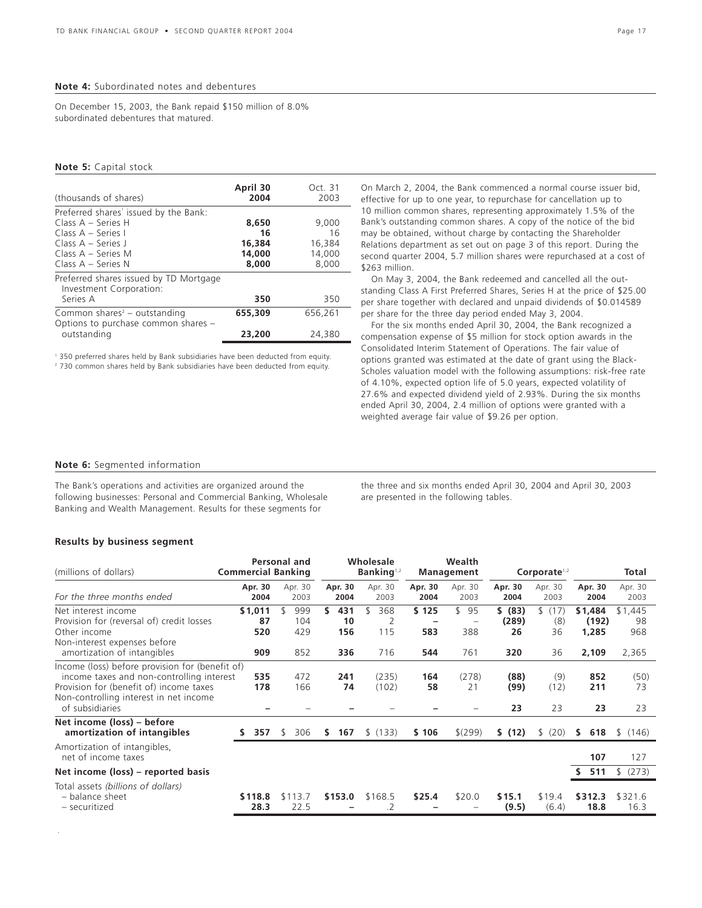## Note 4: Subordinated notes and debentures

On December 15, 2003, the Bank repaid $150 million of 8.0% subordinated debentures that matured.

## Note 5: Capital stock

| (thousands of shares) | April 30 2004 | Oct. 31 2003 |
|---|---|---|
| Preferred shares[1] issued by the Bank: | | |
| Class A – Series H | **8,650** | 9,000 |
| Class A – Series I | **16** | 16 |
| Class A – Series J | **16,384** | 16,384 |
| Class A – Series M | **14,000** | 14,000 |
| Class A – Series N | **8,000** | 8,000 |
| Preferred shares issued by TD Mortgage Investment Corporation: Series A | **350** | 350 |
| Common shares[2] – outstanding | **655,309** | 656,261 |
| Options to purchase common shares – outstanding | **23,200** | 24,380 |

[1] 350 preferred shares held by Bank subsidiaries have been deducted from equity.
[2] 730 common shares held by Bank subsidiaries have been deducted from equity.

On March 2, 2004, the Bank commenced a normal course issuer bid, effective for up to one year, to repurchase for cancellation up to 10 million common shares, representing approximately 1.5% of the Bank's outstanding common shares. A copy of the notice of the bid may be obtained, without charge by contacting the Shareholder Relations department as set out on page 3 of this report. During the second quarter 2004, 5.7 million shares were repurchased at a cost of $263 million.

On May 3, 2004, the Bank redeemed and cancelled all the outstanding Class A First Preferred Shares, Series H at the price of $25.00 per share together with declared and unpaid dividends of $0.014589 per share for the three day period ended May 3, 2004.

For the six months ended April 30, 2004, the Bank recognized a compensation expense of $5 million for stock option awards in the Consolidated Interim Statement of Operations. The fair value of options granted was estimated at the date of grant using the Black-Scholes valuation model with the following assumptions: risk-free rate of 4.10%, expected option life of 5.0 years, expected volatility of 27.6% and expected dividend yield of 2.93%. During the six months ended April 30, 2004, 2.4 million of options were granted with a weighted average fair value of $9.26 per option.

## Note 6: Segmented information

The Bank's operations and activities are organized around the following businesses: Personal and Commercial Banking, Wholesale Banking and Wealth Management. Results for these segments for the three and six months ended April 30, 2004 and April 30, 2003 are presented in the following tables.

### Results by business segment

| (millions of dollars) | Personal and Commercial Banking | | Wholesale Banking[1,2] | | Wealth Management | | Corporate[1,2] | | Total | |
|---|---|---|---|---|---|---|---|---|---|---|
| *For the three months ended* | **Apr. 30 2004** | Apr. 30 2003 | **Apr. 30 2004** | Apr. 30 2003 | **Apr. 30 2004** | Apr. 30 2003 | **Apr. 30 2004** | Apr. 30 2003 | **Apr. 30 2004** | Apr. 30 2003 |
| Net interest income | **$1,011** | $ 999 | **$ 431** | $ 368 | **$ 125** | $ 95 | **$ (83)** | $ (17) | **$1,484** | $1,445 |
| Provision for (reversal of) credit losses | **87** | 104 | **10** | 2 | **–** | – | **(289)** | (8) | **(192)** | 98 |
| Other income | **520** | 429 | **156** | 115 | **583** | 388 | **26** | 36 | **1,285** | 968 |
| Non-interest expenses before amortization of intangibles | **909** | 852 | **336** | 716 | **544** | 761 | **320** | 36 | **2,109** | 2,365 |
| Income (loss) before provision for (benefit of) income taxes and non-controlling interest | **535** | 472 | **241** | (235) | **164** | (278) | **(88)** | (9) | **852** | (50) |
| Provision for (benefit of) income taxes | **178** | 166 | **74** | (102) | **58** | 21 | **(99)** | (12) | **211** | 73 |
| Non-controlling interest in net income of subsidiaries | **–** | – | **–** | – | **–** | – | **23** | 23 | **23** | 23 |
| **Net income (loss) – before amortization of intangibles** | **$ 357** | $ 306 | **$ 167** | $ (133) | **$ 106** | $(299) | **$ (12)** | $ (20) | **$ 618** | $ (146) |
| Amortization of intangibles, net of income taxes | | | | | | | | | **107** | 127 |
| **Net income (loss) – reported basis** | | | | | | | | | **$ 511** | $ (273) |
| Total assets *(billions of dollars)* | | | | | | | | | | |
| – balance sheet | **$118.8** | $113.7 | **$153.0** | $168.5 | **$25.4** | $20.0 | **$15.1** | $19.4 | **$312.3** | $321.6 |
| – securitized | **28.3** | 22.5 | **–** | .2 | **–** | – | **(9.5)** | (6.4) | **18.8** | 16.3 |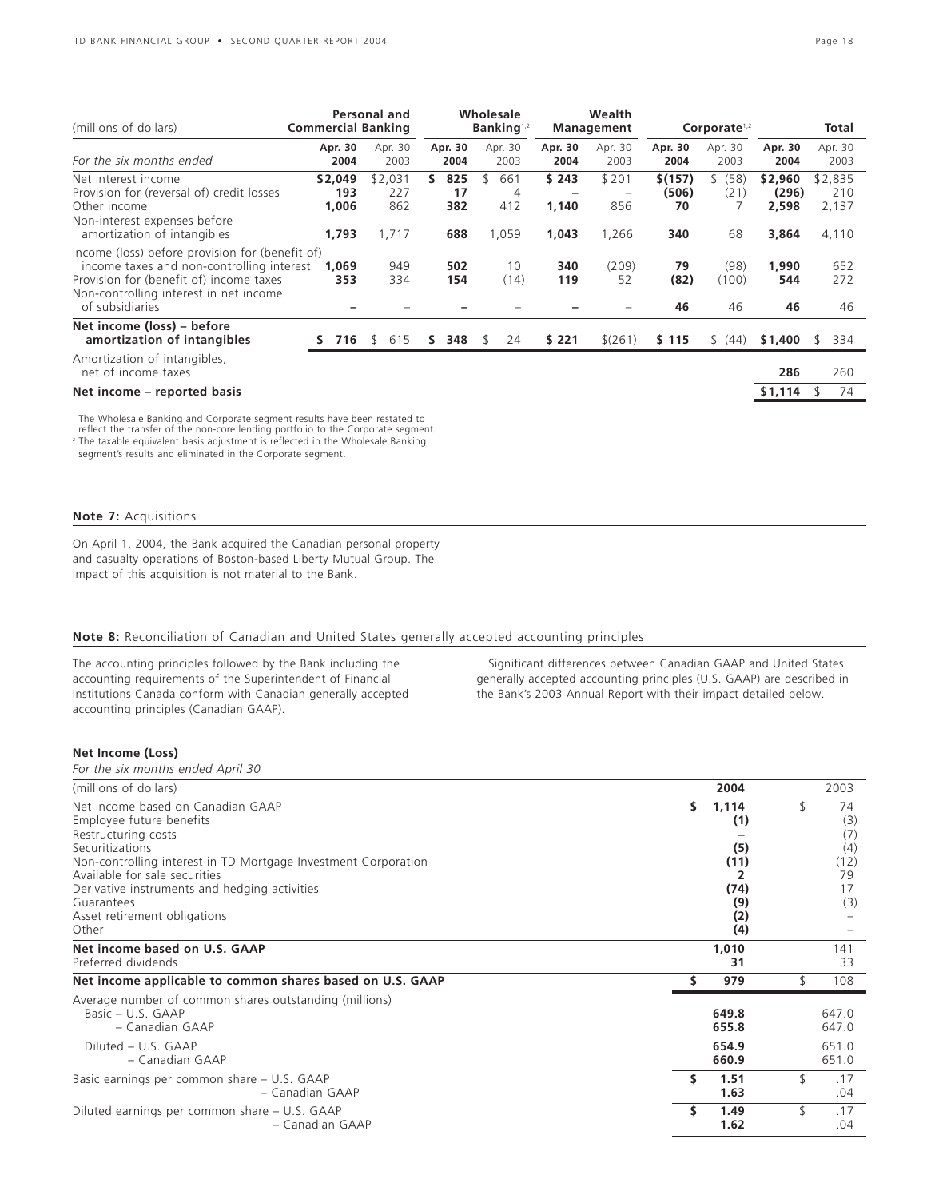| (millions of dollars) | Personal and Commercial Banking | | Wholesale Banking[1,2] | | Wealth Management | | Corporate[1,2] | | Total | |
|---|---|---|---|---|---|---|---|---|---|---|
| *For the six months ended* | **Apr. 30 2004** | Apr. 30 2003 | **Apr. 30 2004** | Apr. 30 2003 | **Apr. 30 2004** | Apr. 30 2003 | **Apr. 30 2004** | Apr. 30 2003 | **Apr. 30 2004** | Apr. 30 2003 |
| Net interest income | **$2,049** | $2,031 | **$ 825** | $ 661 | **$ 243** | $ 201 | **$(157)** | $ (58) | **$2,960** | $2,835 |
| Provision for (reversal of) credit losses | **193** | 227 | **17** | 4 | **–** | – | **(506)** | (21) | **(296)** | 210 |
| Other income | **1,006** | 862 | **382** | 412 | **1,140** | 856 | **70** | 7 | **2,598** | 2,137 |
| Non-interest expenses before amortization of intangibles | **1,793** | 1,717 | **688** | 1,059 | **1,043** | 1,266 | **340** | 68 | **3,864** | 4,110 |
| Income (loss) before provision for (benefit of) income taxes and non-controlling interest | **1,069** | 949 | **502** | 10 | **340** | (209) | **79** | (98) | **1,990** | 652 |
| Provision for (benefit of) income taxes | **353** | 334 | **154** | (14) | **119** | 52 | **(82)** | (100) | **544** | 272 |
| Non-controlling interest in net income of subsidiaries | **–** | – | **–** | – | **–** | – | **46** | 46 | **46** | 46 |
| **Net income (loss) – before amortization of intangibles** | **$ 716** | $ 615 | **$ 348** | $ 24 | **$ 221** | $(261) | **$ 115** | $ (44) | **$1,400** | $ 334 |
| Amortization of intangibles, net of income taxes | | | | | | | | | **286** | 260 |
| **Net income – reported basis** | | | | | | | | | **$1,114** | $ 74 |

[1] The Wholesale Banking and Corporate segment results have been restated to reflect the transfer of the non-core lending portfolio to the Corporate segment.
[2] The taxable equivalent basis adjustment is reflected in the Wholesale Banking segment's results and eliminated in the Corporate segment.

## Note 7: Acquisitions

On April 1, 2004, the Bank acquired the Canadian personal property and casualty operations of Boston-based Liberty Mutual Group. The impact of this acquisition is not material to the Bank.

## Note 8: Reconciliation of Canadian and United States generally accepted accounting principles

The accounting principles followed by the Bank including the accounting requirements of the Superintendent of Financial Institutions Canada conform with Canadian generally accepted accounting principles (Canadian GAAP).

Significant differences between Canadian GAAP and United States generally accepted accounting principles (U.S. GAAP) are described in the Bank's 2003 Annual Report with their impact detailed below.

### Net Income (Loss)

*For the six months ended April 30*

| (millions of dollars) | 2004 | 2003 |
|---|---|---|
| Net income based on Canadian GAAP | **$ 1,114** | $ 74 |
| Employee future benefits | **(1)** | (3) |
| Restructuring costs | **–** | (7) |
| Securitizations | **(5)** | (4) |
| Non-controlling interest in TD Mortgage Investment Corporation | **(11)** | (12) |
| Available for sale securities | **2** | 79 |
| Derivative instruments and hedging activities | **(74)** | 17 |
| Guarantees | **(9)** | (3) |
| Asset retirement obligations | **(2)** | – |
| Other | **(4)** | – |
| **Net income based on U.S. GAAP** | **1,010** | 141 |
| Preferred dividends | **31** | 33 |
| **Net income applicable to common shares based on U.S. GAAP** | **$ 979** | $ 108 |
| Average number of common shares outstanding (millions) | | |
| Basic – U.S. GAAP | **649.8** | 647.0 |
| – Canadian GAAP | **655.8** | 647.0 |
| Diluted – U.S. GAAP | **654.9** | 651.0 |
| – Canadian GAAP | **660.9** | 651.0 |
| Basic earnings per common share – U.S. GAAP | **$ 1.51** | $ .17 |
| – Canadian GAAP | **1.63** | .04 |
| Diluted earnings per common share – U.S. GAAP | **$ 1.49** | $ .17 |
| – Canadian GAAP | **1.62** | .04 |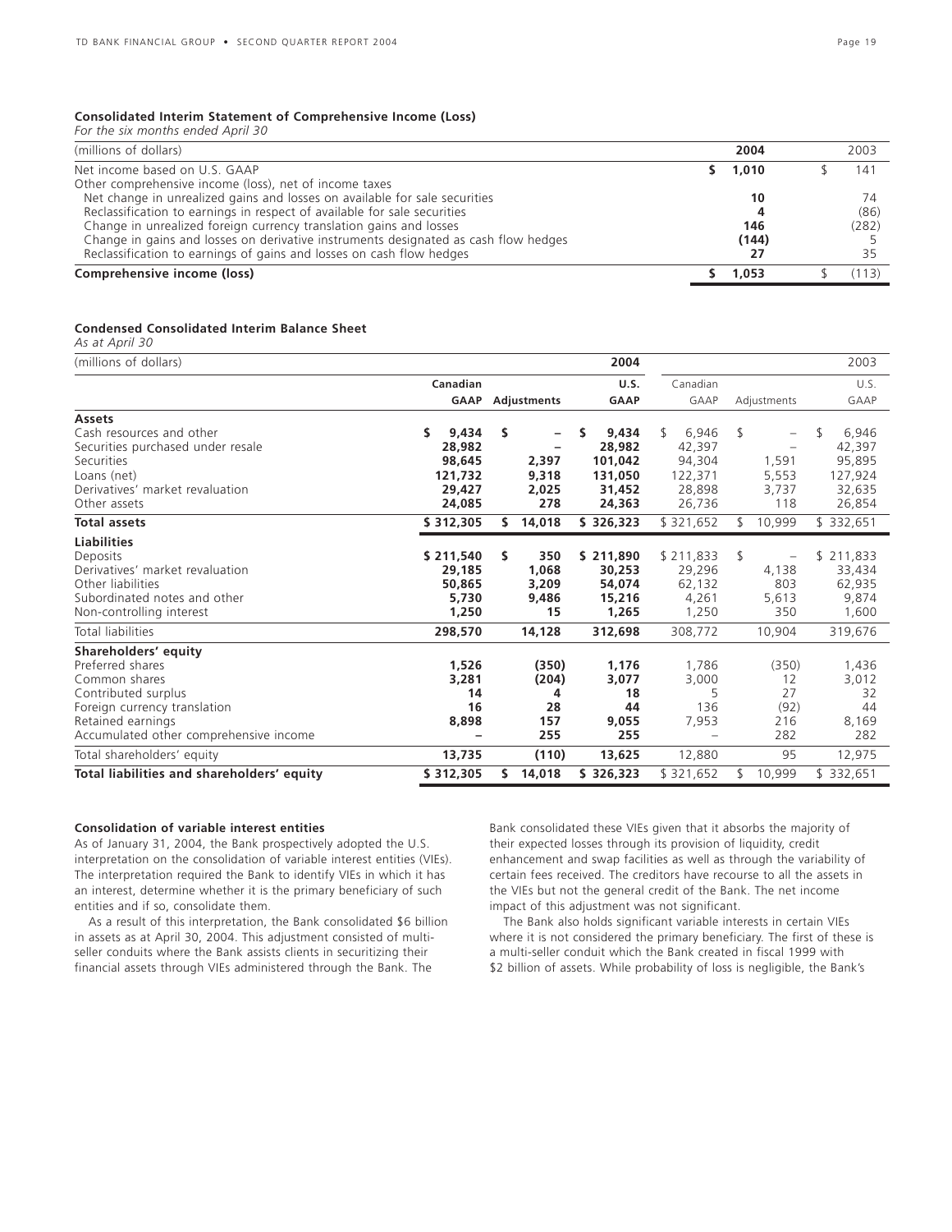### Consolidated Interim Statement of Comprehensive Income (Loss)

*For the six months ended April 30*

| (millions of dollars) | 2004 | 2003 |
|---|---|---|
| Net income based on U.S. GAAP | **$ 1,010** | $ 141 |
| Other comprehensive income (loss), net of income taxes | | |
| Net change in unrealized gains and losses on available for sale securities | **10** | 74 |
| Reclassification to earnings in respect of available for sale securities | **4** | (86) |
| Change in unrealized foreign currency translation gains and losses | **146** | (282) |
| Change in gains and losses on derivative instruments designated as cash flow hedges | **(144)** | 5 |
| Reclassification to earnings of gains and losses on cash flow hedges | **27** | 35 |
| **Comprehensive income (loss)** | **$ 1,053** | $ (113) |

### Condensed Consolidated Interim Balance Sheet

*As at April 30*

| (millions of dollars) | | | **2004** | | | 2003 |
|---|---|---|---|---|---|---|
| | **Canadian GAAP** | **Adjustments** | **U.S. GAAP** | Canadian GAAP | Adjustments | U.S. GAAP |
| **Assets** | | | | | | |
| Cash resources and other | **$ 9,434** | **$ –** | **$ 9,434** | $ 6,946 | $ – | $ 6,946 |
| Securities purchased under resale | **28,982** | **–** | **28,982** | 42,397 | – | 42,397 |
| Securities | **98,645** | **2,397** | **101,042** | 94,304 | 1,591 | 95,895 |
| Loans (net) | **121,732** | **9,318** | **131,050** | 122,371 | 5,553 | 127,924 |
| Derivatives' market revaluation | **29,427** | **2,025** | **31,452** | 28,898 | 3,737 | 32,635 |
| Other assets | **24,085** | **278** | **24,363** | 26,736 | 118 | 26,854 |
| **Total assets** | **$ 312,305** | **$ 14,018** | **$ 326,323** | $ 321,652 | $ 10,999 | $ 332,651 |
| **Liabilities** | | | | | | |
| Deposits | **$ 211,540** | **$ 350** | **$ 211,890** | $ 211,833 | $ – | $ 211,833 |
| Derivatives' market revaluation | **29,185** | **1,068** | **30,253** | 29,296 | 4,138 | 33,434 |
| Other liabilities | **50,865** | **3,209** | **54,074** | 62,132 | 803 | 62,935 |
| Subordinated notes and other | **5,730** | **9,486** | **15,216** | 4,261 | 5,613 | 9,874 |
| Non-controlling interest | **1,250** | **15** | **1,265** | 1,250 | 350 | 1,600 |
| Total liabilities | **298,570** | **14,128** | **312,698** | 308,772 | 10,904 | 319,676 |
| **Shareholders' equity** | | | | | | |
| Preferred shares | **1,526** | **(350)** | **1,176** | 1,786 | (350) | 1,436 |
| Common shares | **3,281** | **(204)** | **3,077** | 3,000 | 12 | 3,012 |
| Contributed surplus | **14** | **4** | **18** | 5 | 27 | 32 |
| Foreign currency translation | **16** | **28** | **44** | 136 | (92) | 44 |
| Retained earnings | **8,898** | **157** | **9,055** | 7,953 | 216 | 8,169 |
| Accumulated other comprehensive income | **–** | **255** | **255** | – | 282 | 282 |
| Total shareholders' equity | **13,735** | **(110)** | **13,625** | 12,880 | 95 | 12,975 |
| **Total liabilities and shareholders' equity** | **$ 312,305** | **$ 14,018** | **$ 326,323** | $ 321,652 | $ 10,999 | $ 332,651 |

**Consolidation of variable interest entities**

As of January 31, 2004, the Bank prospectively adopted the U.S. interpretation on the consolidation of variable interest entities (VIEs). The interpretation required the Bank to identify VIEs in which it has an interest, determine whether it is the primary beneficiary of such entities and if so, consolidate them.

As a result of this interpretation, the Bank consolidated $6 billion in assets as at April 30, 2004. This adjustment consisted of multi-seller conduits where the Bank assists clients in securitizing their financial assets through VIEs administered through the Bank. The Bank consolidated these VIEs given that it absorbs the majority of their expected losses through its provision of liquidity, credit enhancement and swap facilities as well as through the variability of certain fees received. The creditors have recourse to all the assets in the VIEs but not the general credit of the Bank. The net income impact of this adjustment was not significant.

The Bank also holds significant variable interests in certain VIEs where it is not considered the primary beneficiary. The first of these is a multi-seller conduit which the Bank created in fiscal 1999 with $2 billion of assets. While probability of loss is negligible, the Bank's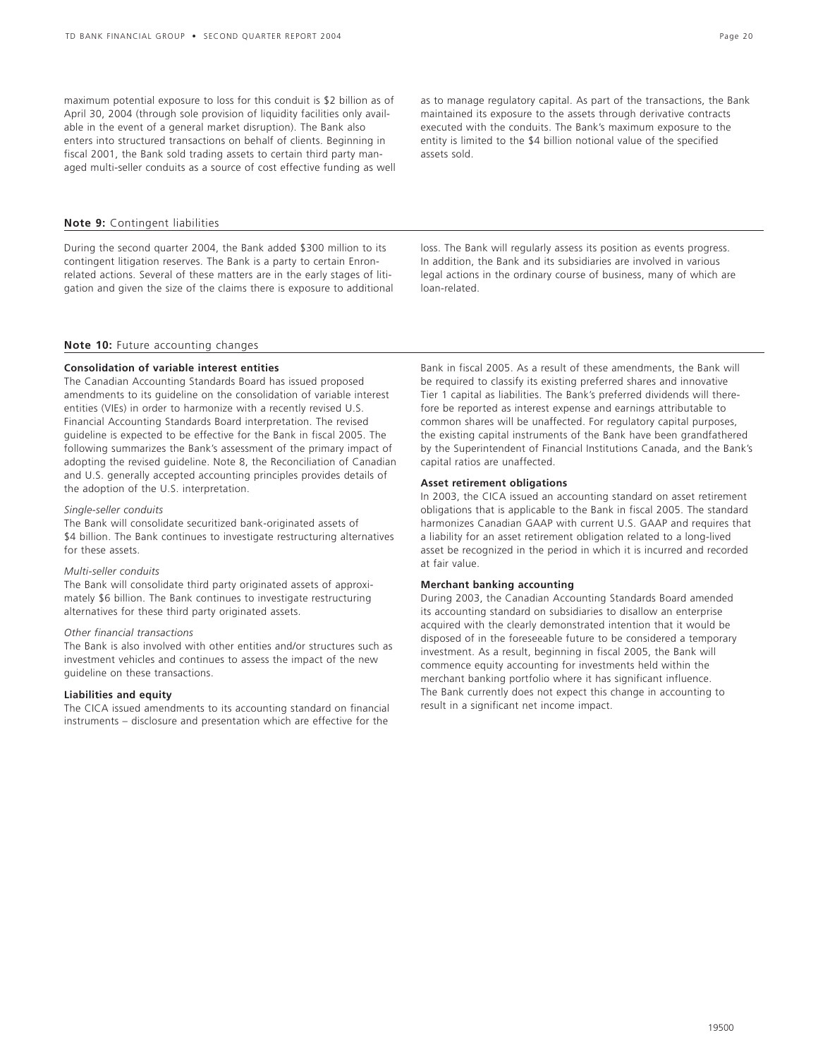maximum potential exposure to loss for this conduit is $2 billion as of April 30, 2004 (through sole provision of liquidity facilities only available in the event of a general market disruption). The Bank also enters into structured transactions on behalf of clients. Beginning in fiscal 2001, the Bank sold trading assets to certain third party managed multi-seller conduits as a source of cost effective funding as well as to manage regulatory capital. As part of the transactions, the Bank maintained its exposure to the assets through derivative contracts executed with the conduits. The Bank's maximum exposure to the entity is limited to the $4 billion notional value of the specified assets sold.

## **Note 9:** Contingent liabilities

During the second quarter 2004, the Bank added $300 million to its contingent litigation reserves. The Bank is a party to certain Enron-related actions. Several of these matters are in the early stages of litigation and given the size of the claims there is exposure to additional loss. The Bank will regularly assess its position as events progress. In addition, the Bank and its subsidiaries are involved in various legal actions in the ordinary course of business, many of which are loan-related.

## **Note 10:** Future accounting changes

**Consolidation of variable interest entities**

The Canadian Accounting Standards Board has issued proposed amendments to its guideline on the consolidation of variable interest entities (VIEs) in order to harmonize with a recently revised U.S. Financial Accounting Standards Board interpretation. The revised guideline is expected to be effective for the Bank in fiscal 2005. The following summarizes the Bank's assessment of the primary impact of adopting the revised guideline. Note 8, the Reconciliation of Canadian and U.S. generally accepted accounting principles provides details of the adoption of the U.S. interpretation.

*Single-seller conduits*

The Bank will consolidate securitized bank-originated assets of $4 billion. The Bank continues to investigate restructuring alternatives for these assets.

*Multi-seller conduits*

The Bank will consolidate third party originated assets of approximately $6 billion. The Bank continues to investigate restructuring alternatives for these third party originated assets.

*Other financial transactions*

The Bank is also involved with other entities and/or structures such as investment vehicles and continues to assess the impact of the new guideline on these transactions.

**Liabilities and equity**

The CICA issued amendments to its accounting standard on financial instruments – disclosure and presentation which are effective for the Bank in fiscal 2005. As a result of these amendments, the Bank will be required to classify its existing preferred shares and innovative Tier 1 capital as liabilities. The Bank's preferred dividends will therefore be reported as interest expense and earnings attributable to common shares will be unaffected. For regulatory capital purposes, the existing capital instruments of the Bank have been grandfathered by the Superintendent of Financial Institutions Canada, and the Bank's capital ratios are unaffected.

**Asset retirement obligations**

In 2003, the CICA issued an accounting standard on asset retirement obligations that is applicable to the Bank in fiscal 2005. The standard harmonizes Canadian GAAP with current U.S. GAAP and requires that a liability for an asset retirement obligation related to a long-lived asset be recognized in the period in which it is incurred and recorded at fair value.

**Merchant banking accounting**

During 2003, the Canadian Accounting Standards Board amended its accounting standard on subsidiaries to disallow an enterprise acquired with the clearly demonstrated intention that it would be disposed of in the foreseeable future to be considered a temporary investment. As a result, beginning in fiscal 2005, the Bank will commence equity accounting for investments held within the merchant banking portfolio where it has significant influence. The Bank currently does not expect this change in accounting to result in a significant net income impact.